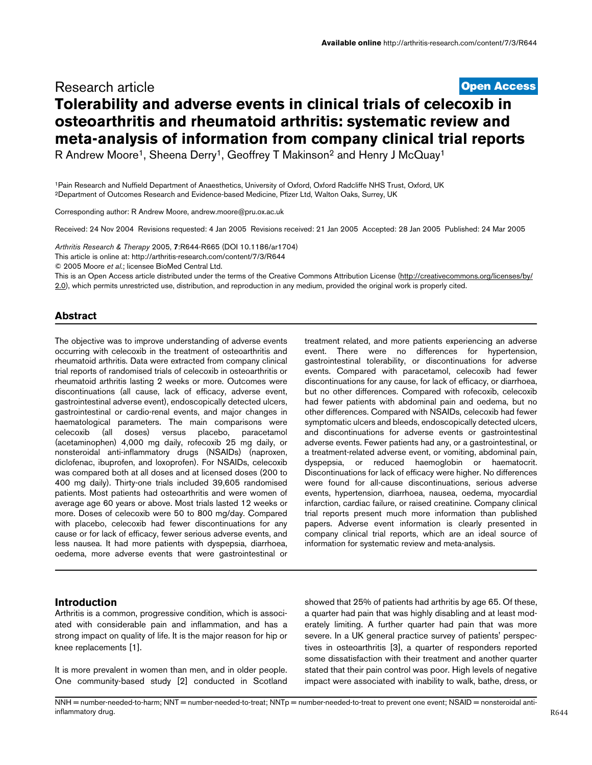Research article

**Open Access**

# Tolerability and adverse events in clinical trials of celecoxib in osteoarthritis and rheumatoid arthritis: systematic review and meta-analysis of information from company clinical trial reports

R Andrew Moore[1], Sheena Derry[1], Geoffrey T Makinson[2] and Henry J McQuay[1]

[1]Pain Research and Nuffield Department of Anaesthetics, University of Oxford, Oxford Radcliffe NHS Trust, Oxford, UK
[2]Department of Outcomes Research and Evidence-based Medicine, Pfizer Ltd, Walton Oaks, Surrey, UK

Corresponding author: R Andrew Moore, andrew.moore@pru.ox.ac.uk

Received: 24 Nov 2004 Revisions requested: 4 Jan 2005 Revisions received: 21 Jan 2005 Accepted: 28 Jan 2005 Published: 24 Mar 2005

*Arthritis Research & Therapy* 2005, **7**:R644-R665 (DOI 10.1186/ar1704)
This article is online at: http://arthritis-research.com/content/7/3/R644
© 2005 Moore *et al*.; licensee BioMed Central Ltd.
This is an Open Access article distributed under the terms of the Creative Commons Attribution License (http://creativecommons.org/licenses/by/2.0), which permits unrestricted use, distribution, and reproduction in any medium, provided the original work is properly cited.

## Abstract

The objective was to improve understanding of adverse events occurring with celecoxib in the treatment of osteoarthritis and rheumatoid arthritis. Data were extracted from company clinical trial reports of randomised trials of celecoxib in osteoarthritis or rheumatoid arthritis lasting 2 weeks or more. Outcomes were discontinuations (all cause, lack of efficacy, adverse event, gastrointestinal adverse event), endoscopically detected ulcers, gastrointestinal or cardio-renal events, and major changes in haematological parameters. The main comparisons were celecoxib (all doses) versus placebo, paracetamol (acetaminophen) 4,000 mg daily, rofecoxib 25 mg daily, or nonsteroidal anti-inflammatory drugs (NSAIDs) (naproxen, diclofenac, ibuprofen, and loxoprofen). For NSAIDs, celecoxib was compared both at all doses and at licensed doses (200 to 400 mg daily). Thirty-one trials included 39,605 randomised patients. Most patients had osteoarthritis and were women of average age 60 years or above. Most trials lasted 12 weeks or more. Doses of celecoxib were 50 to 800 mg/day. Compared with placebo, celecoxib had fewer discontinuations for any cause or for lack of efficacy, fewer serious adverse events, and less nausea. It had more patients with dyspepsia, diarrhoea, oedema, more adverse events that were gastrointestinal or treatment related, and more patients experiencing an adverse event. There were no differences for hypertension, gastrointestinal tolerability, or discontinuations for adverse events. Compared with paracetamol, celecoxib had fewer discontinuations for any cause, for lack of efficacy, or diarrhoea, but no other differences. Compared with rofecoxib, celecoxib had fewer patients with abdominal pain and oedema, but no other differences. Compared with NSAIDs, celecoxib had fewer symptomatic ulcers and bleeds, endoscopically detected ulcers, and discontinuations for adverse events or gastrointestinal adverse events. Fewer patients had any, or a gastrointestinal, or a treatment-related adverse event, or vomiting, abdominal pain, dyspepsia, or reduced haemoglobin or haematocrit. Discontinuations for lack of efficacy were higher. No differences were found for all-cause discontinuations, serious adverse events, hypertension, diarrhoea, nausea, oedema, myocardial infarction, cardiac failure, or raised creatinine. Company clinical trial reports present much more information than published papers. Adverse event information is clearly presented in company clinical trial reports, which are an ideal source of information for systematic review and meta-analysis.

## Introduction

Arthritis is a common, progressive condition, which is associated with considerable pain and inflammation, and has a strong impact on quality of life. It is the major reason for hip or knee replacements [1].

It is more prevalent in women than men, and in older people. One community-based study [2] conducted in Scotland showed that 25% of patients had arthritis by age 65. Of these, a quarter had pain that was highly disabling and at least moderately limiting. A further quarter had pain that was more severe. In a UK general practice survey of patients' perspectives in osteoarthritis [3], a quarter of responders reported some dissatisfaction with their treatment and another quarter stated that their pain control was poor. High levels of negative impact were associated with inability to walk, bathe, dress, or

NNH = number-needed-to-harm; NNT = number-needed-to-treat; NNTp = number-needed-to-treat to prevent one event; NSAID = nonsteroidal anti-inflammatory drug.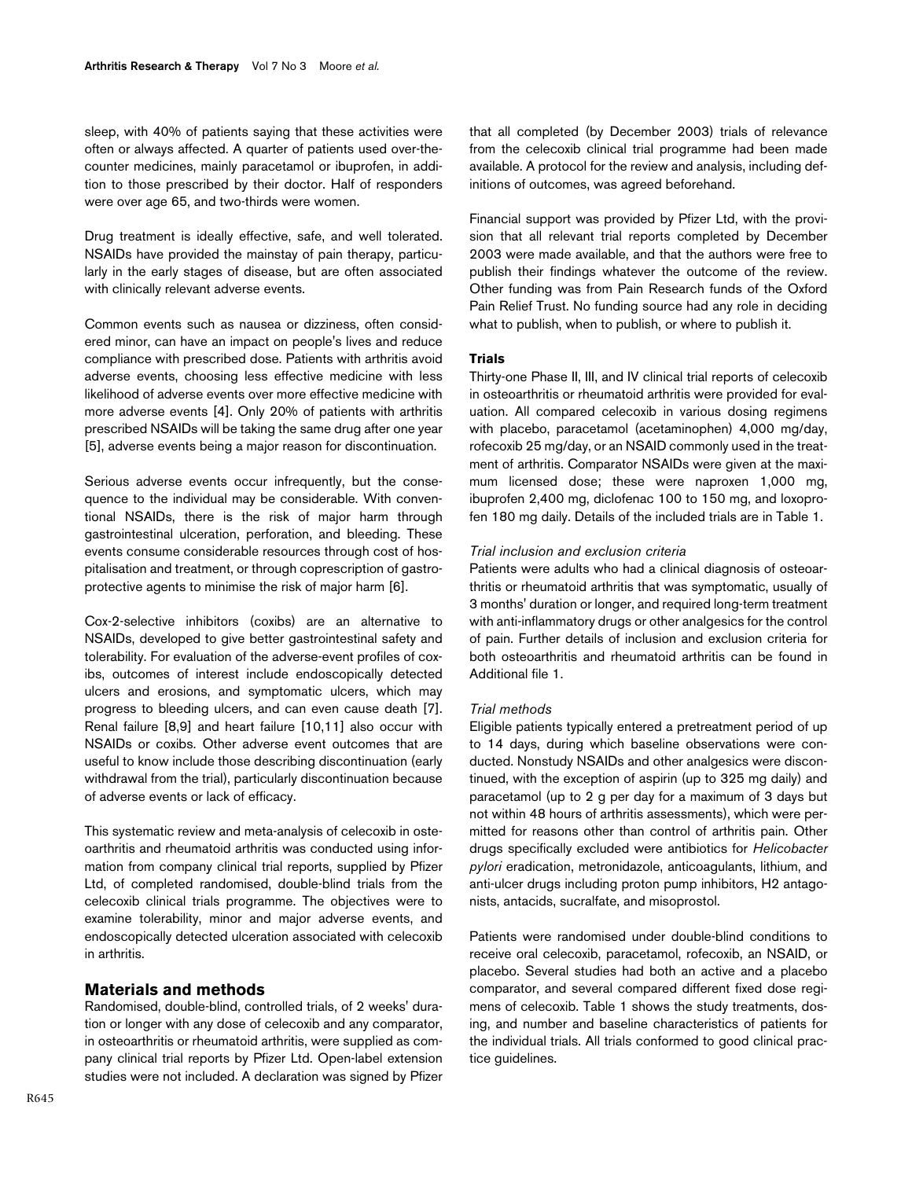sleep, with 40% of patients saying that these activities were often or always affected. A quarter of patients used over-the-counter medicines, mainly paracetamol or ibuprofen, in addition to those prescribed by their doctor. Half of responders were over age 65, and two-thirds were women.

Drug treatment is ideally effective, safe, and well tolerated. NSAIDs have provided the mainstay of pain therapy, particularly in the early stages of disease, but are often associated with clinically relevant adverse events.

Common events such as nausea or dizziness, often considered minor, can have an impact on people's lives and reduce compliance with prescribed dose. Patients with arthritis avoid adverse events, choosing less effective medicine with less likelihood of adverse events over more effective medicine with more adverse events [4]. Only 20% of patients with arthritis prescribed NSAIDs will be taking the same drug after one year [5], adverse events being a major reason for discontinuation.

Serious adverse events occur infrequently, but the consequence to the individual may be considerable. With conventional NSAIDs, there is the risk of major harm through gastrointestinal ulceration, perforation, and bleeding. These events consume considerable resources through cost of hospitalisation and treatment, or through coprescription of gastroprotective agents to minimise the risk of major harm [6].

Cox-2-selective inhibitors (coxibs) are an alternative to NSAIDs, developed to give better gastrointestinal safety and tolerability. For evaluation of the adverse-event profiles of coxibs, outcomes of interest include endoscopically detected ulcers and erosions, and symptomatic ulcers, which may progress to bleeding ulcers, and can even cause death [7]. Renal failure [8,9] and heart failure [10,11] also occur with NSAIDs or coxibs. Other adverse event outcomes that are useful to know include those describing discontinuation (early withdrawal from the trial), particularly discontinuation because of adverse events or lack of efficacy.

This systematic review and meta-analysis of celecoxib in osteoarthritis and rheumatoid arthritis was conducted using information from company clinical trial reports, supplied by Pfizer Ltd, of completed randomised, double-blind trials from the celecoxib clinical trials programme. The objectives were to examine tolerability, minor and major adverse events, and endoscopically detected ulceration associated with celecoxib in arthritis.

## Materials and methods

Randomised, double-blind, controlled trials, of 2 weeks' duration or longer with any dose of celecoxib and any comparator, in osteoarthritis or rheumatoid arthritis, were supplied as company clinical trial reports by Pfizer Ltd. Open-label extension studies were not included. A declaration was signed by Pfizer that all completed (by December 2003) trials of relevance from the celecoxib clinical trial programme had been made available. A protocol for the review and analysis, including definitions of outcomes, was agreed beforehand.

Financial support was provided by Pfizer Ltd, with the provision that all relevant trial reports completed by December 2003 were made available, and that the authors were free to publish their findings whatever the outcome of the review. Other funding was from Pain Research funds of the Oxford Pain Relief Trust. No funding source had any role in deciding what to publish, when to publish, or where to publish it.

### Trials

Thirty-one Phase II, III, and IV clinical trial reports of celecoxib in osteoarthritis or rheumatoid arthritis were provided for evaluation. All compared celecoxib in various dosing regimens with placebo, paracetamol (acetaminophen) 4,000 mg/day, rofecoxib 25 mg/day, or an NSAID commonly used in the treatment of arthritis. Comparator NSAIDs were given at the maximum licensed dose; these were naproxen 1,000 mg, ibuprofen 2,400 mg, diclofenac 100 to 150 mg, and loxoprofen 180 mg daily. Details of the included trials are in Table 1.

#### *Trial inclusion and exclusion criteria*

Patients were adults who had a clinical diagnosis of osteoarthritis or rheumatoid arthritis that was symptomatic, usually of 3 months' duration or longer, and required long-term treatment with anti-inflammatory drugs or other analgesics for the control of pain. Further details of inclusion and exclusion criteria for both osteoarthritis and rheumatoid arthritis can be found in Additional file 1.

#### *Trial methods*

Eligible patients typically entered a pretreatment period of up to 14 days, during which baseline observations were conducted. Nonstudy NSAIDs and other analgesics were discontinued, with the exception of aspirin (up to 325 mg daily) and paracetamol (up to 2 g per day for a maximum of 3 days but not within 48 hours of arthritis assessments), which were permitted for reasons other than control of arthritis pain. Other drugs specifically excluded were antibiotics for *Helicobacter pylori* eradication, metronidazole, anticoagulants, lithium, and anti-ulcer drugs including proton pump inhibitors, H2 antagonists, antacids, sucralfate, and misoprostol.

Patients were randomised under double-blind conditions to receive oral celecoxib, paracetamol, rofecoxib, an NSAID, or placebo. Several studies had both an active and a placebo comparator, and several compared different fixed dose regimens of celecoxib. Table 1 shows the study treatments, dosing, and number and baseline characteristics of patients for the individual trials. All trials conformed to good clinical practice guidelines.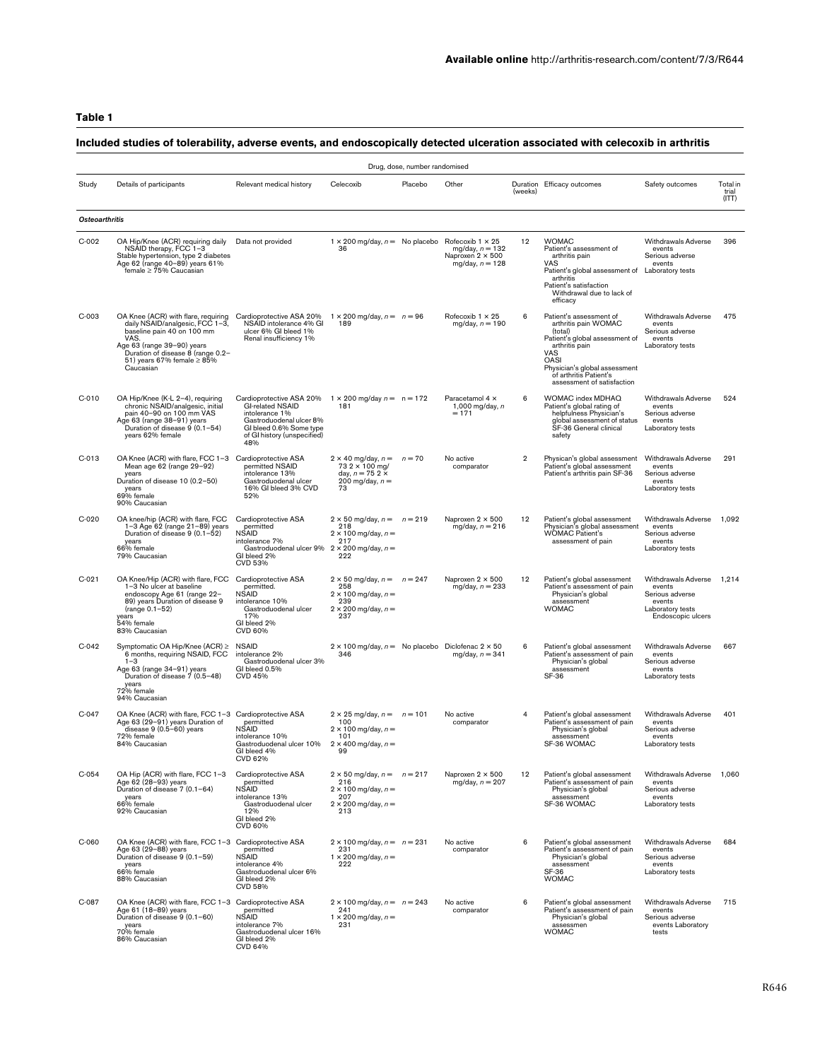**Table 1**

**Included studies of tolerability, adverse events, and endoscopically detected ulceration associated with celecoxib in arthritis**

| Study | Details of participants | Relevant medical history | Drug, dose, number randomised | | | Duration (weeks) | Efficacy outcomes | Safety outcomes | Total in trial (ITT) |
|---|---|---|---|---|---|---|---|---|---|
| | | | Celecoxib | Placebo | Other | | | | |
| ***Osteoarthritis*** | | | | | | | | | |
| C-002 | OA Hip/Knee (ACR) requiring daily NSAID therapy, FCC 1–3 Stable hypertension, type 2 diabetes Age 62 (range 40–89) years 61% female ≥ 75% Caucasian | Data not provided | 1 × 200 mg/day, *n* = 36 | No placebo | Rofecoxib 1 × 25 mg/day, *n* = 132 Naproxen 2 × 500 mg/day, *n* = 128 | 12 | WOMAC Patient's assessment of arthritis pain VAS Patient's global assessment of arthritis Patient's satisfaction Withdrawal due to lack of efficacy | Withdrawals Adverse events Serious adverse events Laboratory tests | 396 |
| C-003 | OA Knee (ACR) with flare, requiring daily NSAID/analgesic, FCC 1–3, baseline pain 40 on 100 mm VAS. Age 63 (range 39–90) years Duration of disease 8 (range 0.2–51) years 67% female ≥ 85% Caucasian | Cardioprotective ASA 20% NSAID intolerance 4% GI ulcer 6% GI bleed 1% Renal insufficiency 1% | 1 × 200 mg/day, *n* = 189 | *n* = 96 | Rofecoxib 1 × 25 mg/day, *n* = 190 | 6 | Patient's assessment of arthritis pain WOMAC (total) Patient's global assessment of arthritis pain VAS OASI Physician's global assessment of arthritis Patient's assessment of satisfaction | Withdrawals Adverse events Serious adverse events Laboratory tests | 475 |
| C-010 | OA Hip/Knee (K-L 2–4), requiring chronic NSAID/analgesic, initial pain 40–90 on 100 mm VAS Age 63 (range 38–91) years Duration of disease 9 (0.1–54) years 62% female | Cardioprotective ASA 20% GI-related NSAID intolerance 1% Gastroduodenal ulcer 8% GI bleed 0.6% Some type of GI history (unspecified) 48% | 1 × 200 mg/day *n* = 181 | n = 172 | Paracetamol 4 × 1,000 mg/day, *n* = 171 | 6 | WOMAC index MDHAQ Patient's global rating of helpfulness Physician's global assessment of status SF-36 General clinical safety | Withdrawals Adverse events Serious adverse events Laboratory tests | 524 |
| C-013 | OA Knee (ACR) with flare, FCC 1–3 Mean age 62 (range 29–92) years Duration of disease 10 (0.2–50) years 69% female 90% Caucasian | Cardioprotective ASA permitted NSAID intolerance 13% Gastroduodenal ulcer 16% GI bleed 3% CVD 52% | 2 × 40 mg/day, *n* = 73 2 × 100 mg/day, *n* = 75 2 × 200 mg/day, *n* = 73 | *n* = 70 | No active comparator | 2 | Physician's global assessment Patient's global assessment Patient's arthritis pain SF-36 | Withdrawals Adverse events Serious adverse events Laboratory tests | 291 |
| C-020 | OA knee/hip (ACR) with flare, FCC 1–3 Age 62 (range 21–89) years Duration of disease 9 (0.1–52) years 66% female 79% Caucasian | Cardioprotective ASA permitted NSAID intolerance 7% Gastroduodenal ulcer 9% GI bleed 2% CVD 53% | 2 × 50 mg/day, *n* = 218 2 × 100 mg/day, *n* = 217 2 × 200 mg/day, *n* = 222 | *n* = 219 | Naproxen 2 × 500 mg/day, *n* = 216 | 12 | Patient's global assessment Physician's global assessment WOMAC Patient's assessment of pain | Withdrawals Adverse events Serious adverse events Laboratory tests | 1,092 |
| C-021 | OA Knee/Hip (ACR) with flare, FCC 1–3 No ulcer at baseline endoscopy Age 61 (range 22–89) years Duration of disease 9 (range 0.1–52) years 54% female 83% Caucasian | Cardioprotective ASA permitted. NSAID intolerance 10% Gastroduodenal ulcer 17% GI bleed 2% CVD 60% | 2 × 50 mg/day, *n* = 258 2 × 100 mg/day, *n* = 239 2 × 200 mg/day, *n* = 237 | *n* = 247 | Naproxen 2 × 500 mg/day, *n* = 233 | 12 | Patient's global assessment Patient's assessment of pain Physician's global assessment WOMAC | Withdrawals Adverse events Serious adverse events Laboratory tests Endoscopic ulcers | 1,214 |
| C-042 | Symptomatic OA Hip/Knee (ACR) ≥ 6 months, requiring NSAID, FCC 1–3 Age 63 (range 34–91) years Duration of disease 7 (0.5–48) years 72% female 94% Caucasian | NSAID intolerance 2% Gastroduodenal ulcer 3% GI bleed 0.5% CVD 45% | 2 × 100 mg/day, *n* = 346 | No placebo | Diclofenac 2 × 50 mg/day, *n* = 341 | 6 | Patient's global assessment Patient's assessment of pain Physician's global assessment SF-36 | Withdrawals Adverse events Serious adverse events Laboratory tests | 667 |
| C-047 | OA Knee (ACR) with flare, FCC 1–3 Age 63 (29–91) years Duration of disease 9 (0.5–60) years 72% female 84% Caucasian | Cardioprotective ASA permitted NSAID intolerance 10% Gastroduodenal ulcer 10% GI bleed 4% CVD 62% | 2 × 25 mg/day, *n* = 100 2 × 100 mg/day, *n* = 101 2 × 400 mg/day, *n* = 99 | *n* = 101 | No active comparator | 4 | Patient's global assessment Patient's assessment of pain Physician's global assessment SF-36 WOMAC | Withdrawals Adverse events Serious adverse events Laboratory tests | 401 |
| C-054 | OA Hip (ACR) with flare, FCC 1–3 Age 62 (28–93) years Duration of disease 7 (0.1–64) years 66% female 92% Caucasian | Cardioprotective ASA permitted NSAID intolerance 13% Gastroduodenal ulcer 12% GI bleed 2% CVD 60% | 2 × 50 mg/day, *n* = 216 2 × 100 mg/day, *n* = 207 2 × 200 mg/day, *n* = 213 | *n* = 217 | Naproxen 2 × 500 mg/day, *n* = 207 | 12 | Patient's global assessment Patient's assessment of pain Physician's global assessment SF-36 WOMAC | Withdrawals Adverse events Serious adverse events Laboratory tests | 1,060 |
| C-060 | OA Knee (ACR) with flare, FCC 1–3 Age 63 (29–88) years Duration of disease 9 (0.1–59) years 66% female 88% Caucasian | Cardioprotective ASA permitted NSAID intolerance 4% Gastroduodenal ulcer 6% GI bleed 2% CVD 58% | 2 × 100 mg/day, *n* = 231 1 × 200 mg/day, *n* = 222 | *n* = 231 | No active comparator | 6 | Patient's global assessment Patient's assessment of pain Physician's global assessment SF-36 WOMAC | Withdrawals Adverse events Serious adverse events Laboratory tests | 684 |
| C-087 | OA Knee (ACR) with flare, FCC 1–3 Age 61 (18–89) years Duration of disease 9 (0.1–60) years 70% female 86% Caucasian | Cardioprotective ASA permitted NSAID intolerance 7% Gastroduodenal ulcer 16% GI bleed 2% CVD 64% | 2 × 100 mg/day, *n* = 241 1 × 200 mg/day, *n* = 231 | *n* = 243 | No active comparator | 6 | Patient's global assessment Patient's assessment of pain Physician's global assessmen WOMAC | Withdrawals Adverse events Serious adverse events Laboratory tests | 715 |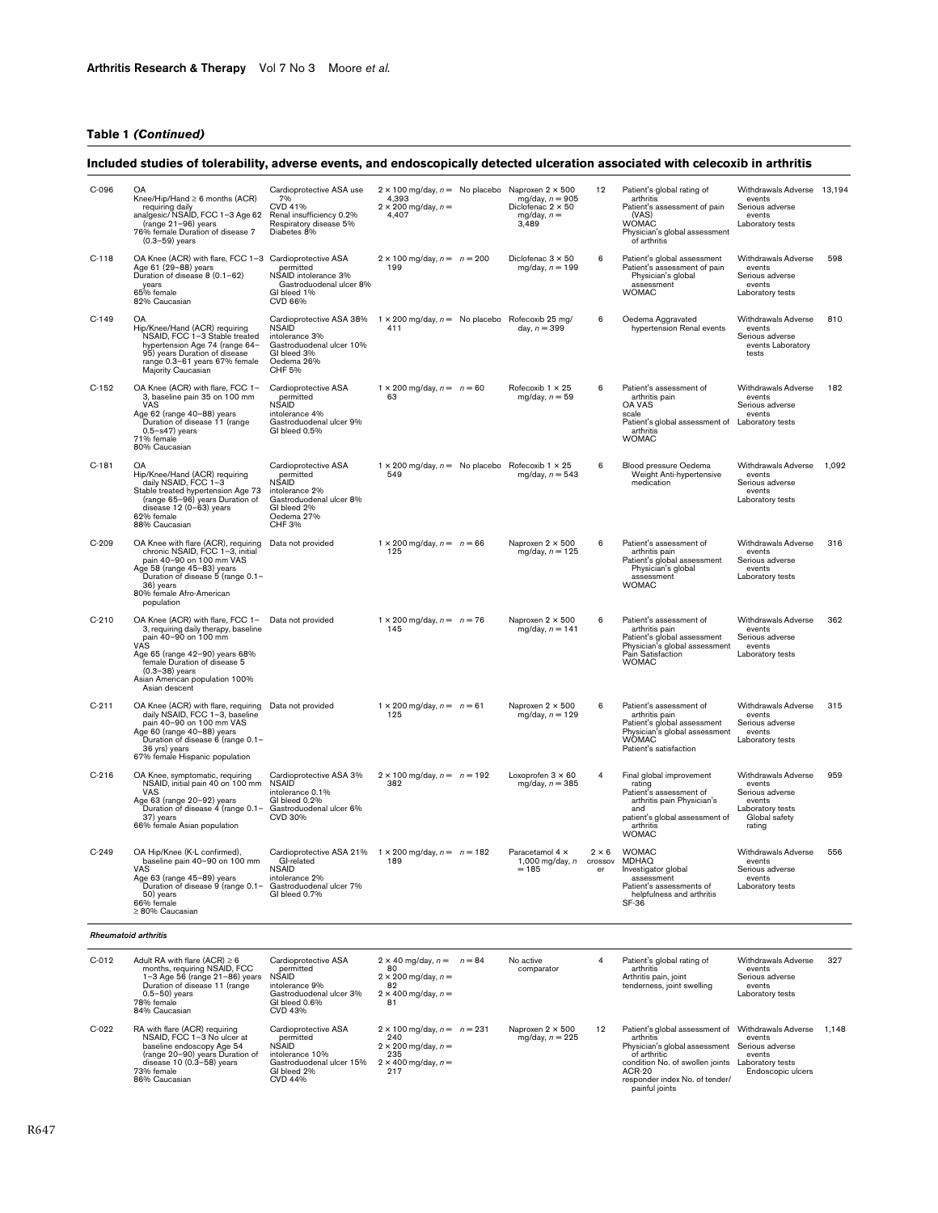**Table 1 *(Continued)***

**Included studies of tolerability, adverse events, and endoscopically detected ulceration associated with celecoxib in arthritis**

| | | | | | | | | | |
|---|---|---|---|---|---|---|---|---|---|
| C-096 | OA Knee/Hip/Hand ≥ 6 months (ACR) requiring daily analgesic/NSAID, FCC 1–3 Age 62 (range 21–96) years 76% female Duration of disease 7 (0.3–59) years | Cardioprotective ASA use 7% CVD 41% Renal insufficiency 0.2% Respiratory disease 5% Diabetes 8% | 2 × 100 mg/day, *n* = 4,393 2 × 200 mg/day, *n* = 4,407 | No placebo | Naproxen 2 × 500 mg/day, *n* = 905 Diclofenac 2 × 50 mg/day, *n* = 3,489 | 12 | Patient's global rating of arthritis Patient's assessment of pain (VAS) WOMAC Physician's global assessment of arthritis | Withdrawals Adverse events Serious adverse events Laboratory tests | 13,194 |
| C-118 | OA Knee (ACR) with flare, FCC 1–3 Age 61 (29–88) years Duration of disease 8 (0.1–62) years 65% female 82% Caucasian | Cardioprotective ASA permitted NSAID intolerance 3% Gastroduodenal ulcer 8% GI bleed 1% CVD 66% | 2 × 100 mg/day, *n* = 199 | *n* = 200 | Diclofenac 3 × 50 mg/day, *n* = 199 | 6 | Patient's global assessment Patient's assessment of pain Physician's global assessment WOMAC | Withdrawals Adverse events Serious adverse events Laboratory tests | 598 |
| C-149 | OA Hip/Knee/Hand (ACR) requiring NSAID, FCC 1–3 Stable treated hypertension Age 74 (range 64–95) years Duration of disease range 0.3–61 years 67% female Majority Caucasian | Cardioprotective ASA 38% NSAID intolerance 3% Gastroduodenal ulcer 10% GI bleed 3% Oedema 26% CHF 5% | 1 × 200 mg/day, *n* = 411 | No placebo | Rofecoxib 25 mg/day, *n* = 399 | 6 | Oedema Aggravated hypertension Renal events | Withdrawals Adverse events Serious adverse events Laboratory tests | 810 |
| C-152 | OA Knee (ACR) with flare, FCC 1–3, baseline pain 35 on 100 mm VAS Age 62 (range 40–88) years Duration of disease 11 (range 0.5–≤47) years 71% female 80% Caucasian | Cardioprotective ASA permitted NSAID intolerance 4% Gastroduodenal ulcer 9% GI bleed 0.5% | 1 × 200 mg/day, *n* = 63 | *n* = 60 | Rofecoxib 1 × 25 mg/day, *n* = 59 | 6 | Patient's assessment of arthritis pain OA VAS scale Patient's global assessment of arthritis WOMAC | Withdrawals Adverse events Serious adverse events Laboratory tests | 182 |
| C-181 | OA Hip/Knee/Hand (ACR) requiring daily NSAID, FCC 1–3 Stable treated hypertension Age 73 (range 65–96) years Duration of disease 12 (0–63) years 62% female 88% Caucasian | Cardioprotective ASA permitted NSAID intolerance 2% Gastroduodenal ulcer 8% GI bleed 2% Oedema 27% CHF 3% | 1 × 200 mg/day, *n* = 549 | No placebo | Rofecoxib 1 × 25 mg/day, *n* = 543 | 6 | Blood pressure Oedema Weight Anti-hypertensive medication | Withdrawals Adverse events Serious adverse events Laboratory tests | 1,092 |
| C-209 | OA Knee with flare (ACR), requiring chronic NSAID, FCC 1–3, initial pain 40–90 on 100 mm VAS Age 58 (range 45–83) years Duration of disease 5 (range 0.1–36) years 80% female Afro-American population | Data not provided | 1 × 200 mg/day, *n* = 125 | *n* = 66 | Naproxen 2 × 500 mg/day, *n* = 125 | 6 | Patient's assessment of arthritis pain Patient's global assessment Physician's global assessment WOMAC | Withdrawals Adverse events Serious adverse events Laboratory tests | 316 |
| C-210 | OA Knee (ACR) with flare, FCC 1–3, requiring daily therapy, baseline pain 40–90 on 100 mm VAS Age 65 (range 42–90) years 68% female Duration of disease 5 (0.3–38) years Asian American population 100% Asian descent | Data not provided | 1 × 200 mg/day, *n* = 145 | *n* = 76 | Naproxen 2 × 500 mg/day, *n* = 141 | 6 | Patient's assessment of arthritis pain Patient's global assessment Physician's global assessment Pain Satisfaction WOMAC | Withdrawals Adverse events Serious adverse events Laboratory tests | 362 |
| C-211 | OA Knee (ACR) with flare, requiring daily NSAID, FCC 1–3, baseline pain 40–90 on 100 mm VAS Age 60 (range 40–88) years Duration of disease 6 (range 0.1–36 yrs) years 67% female Hispanic population | Data not provided | 1 × 200 mg/day, *n* = 125 | *n* = 61 | Naproxen 2 × 500 mg/day, *n* = 129 | 6 | Patient's assessment of arthritis pain Patient's global assessment Physician's global assessment WOMAC Patient's satisfaction | Withdrawals Adverse events Serious adverse events Laboratory tests | 315 |
| C-216 | OA Knee, symptomatic, requiring NSAID, initial pain 40 on 100 mm VAS Age 63 (range 20–92) years Duration of disease 4 (range 0.1–37) years 66% female Asian population | Cardioprotective ASA 3% NSAID intolerance 0.1% GI bleed 0.2% Gastroduodenal ulcer 6% CVD 30% | 2 × 100 mg/day, *n* = 382 | *n* = 192 | Loxoprofen 3 × 60 mg/day, *n* = 385 | 4 | Final global improvement rating Patient's assessment of arthritis pain Physician's and patient's global assessment of arthritis WOMAC | Withdrawals Adverse events Serious adverse events Laboratory tests Global safety rating | 959 |
| C-249 | OA Hip/Knee (K-L confirmed), baseline pain 40–90 on 100 mm VAS Age 63 (range 45–89) years Duration of disease 9 (range 0.1–50) years 66% female ≥ 80% Caucasian | Cardioprotective ASA 21% GI-related NSAID intolerance 2% Gastroduodenal ulcer 7% GI bleed 0.7% | 1 × 200 mg/day, *n* = 189 | *n* = 182 | Paracetamol 4 × 1,000 mg/day, *n* = 185 | 2 × 6 crossover | WOMAC MDHAQ Investigator global assessment Patient's assessments of helpfulness and arthritis SF-36 | Withdrawals Adverse events Serious adverse events Laboratory tests | 556 |
| ***Rheumatoid arthritis*** | | | | | | | | | |
| C-012 | Adult RA with flare (ACR) ≥ 6 months, requiring NSAID, FCC 1–3 Age 56 (range 21–86) years Duration of disease 11 (range 0.5–50) years 78% female 84% Caucasian | Cardioprotective ASA permitted NSAID intolerance 9% Gastroduodenal ulcer 3% GI bleed 0.6% CVD 43% | 2 × 40 mg/day, *n* = 80 2 × 200 mg/day, *n* = 82 2 × 400 mg/day, *n* = 81 | *n* = 84 | No active comparator | 4 | Patient's global rating of arthritis Arthritis pain, joint tenderness, joint swelling | Withdrawals Adverse events Serious adverse events Laboratory tests | 327 |
| C-022 | RA with flare (ACR) requiring NSAID, FCC 1–3 No ulcer at baseline endoscopy Age 54 (range 20–90) years Duration of disease 10 (0.3–58) years 73% female 86% Caucasian | Cardioprotective ASA permitted NSAID intolerance 10% Gastroduodenal ulcer 15% GI bleed 2% CVD 44% | 2 × 100 mg/day, *n* = 240 2 × 200 mg/day, *n* = 235 2 × 400 mg/day, *n* = 217 | *n* = 231 | Naproxen 2 × 500 mg/day, *n* = 225 | 12 | Patient's global assessment of arthritis Physician's global assessment of arthritic condition No. of swollen joints ACR-20 responder index No. of tender/painful joints | Withdrawals Adverse events Serious adverse events Laboratory tests Endoscopic ulcers | 1,148 |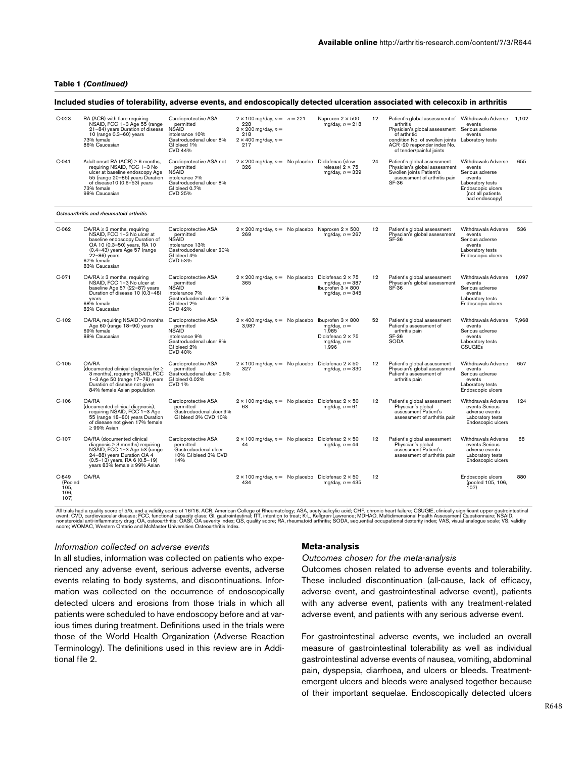**Table 1 *(Continued)***

**Included studies of tolerability, adverse events, and endoscopically detected ulceration associated with celecoxib in arthritis**

| | | | | | | | | | |
|---|---|---|---|---|---|---|---|---|---|
| C-023 | RA (ACR) with flare requiring NSAID, FCC 1–3 Age 55 (range 21–84) years Duration of disease 10 (range 0.3–60) years 73% female 86% Caucasian | Cardioprotective ASA permitted NSAID intolerance 10% Gastroduodenal ulcer 8% GI bleed 1% CVD 44% | 2 × 100 mg/day, *n* = 228 2 × 200 mg/day, *n* = 218 2 × 400 mg/day, *n* = 217 | *n* = 221 | Naproxen 2 × 500 mg/day, *n* = 218 | 12 | Patient's global assessment of arthritis Physician's global assessment of arthritic condition No. of swollen joints ACR -20 responder index No. of tender/painful joints | Withdrawals Adverse events Serious adverse events Laboratory tests | 1,102 |
| C-041 | Adult onset RA (ACR) ≥ 6 months, requiring NSAID, FCC 1–3 No ulcer at baseline endoscopy Age 55 (range 20–85) years Duration of disease10 (0.6–53) years 73% female 98% Caucasian | Cardioprotective ASA not permitted NSAID intolerance 7% Gastroduodenal ulcer 8% GI bleed 0.7% CVD 25% | 2 × 200 mg/day, *n* = 326 | No placebo | Diclofenac (slow release) 2 × 75 mg/day, *n* = 329 | 24 | Patient's global assessment Physician's global assessment Swollen joints Patient's assessment of arthritis pain SF-36 | Withdrawals Adverse events Serious adverse events Laboratory tests Endoscopic ulcers (not all patients had endoscopy) | 655 |
| ***Osteoarthritis and rheumatoid arthritis*** | | | | | | | | | |
| C-062 | OA/RA ≥ 3 months, requiring NSAID, FCC 1–3 No ulcer at baseline endoscopy Duration of OA 10 (0.3–50) years, RA 10 (0.4–43) years Age 57 (range 22–86) years 67% female 83% Caucasian | Cardioprotective ASA permitted NSAID intolerance 13% Gastroduodenal ulcer 20% GI bleed 4% CVD 53% | 2 × 200 mg/day, *n* = 269 | No placebo | Naproxen 2 × 500 mg/day, *n* = 267 | 12 | Patient's global assessment Physcian's global assessment SF-36 | Withdrawals Adverse events Serious adverse events Laboratory tests Endoscopic ulcers | 536 |
| C-071 | OA/RA ≥ 3 months, requiring NSAID, FCC 1–3 No ulcer at baseline Age 57 (22–87) years Duration of disease 10 (0.3–48) years 68% female 82% Caucasian | Cardioprotective ASA permitted NSAID intolerance 7% Gastroduodenal ulcer 12% GI bleed 2% CVD 42% | 2 × 200 mg/day, *n* = 365 | No placebo | Diclofenac 2 × 75 mg/day, *n* = 387 Ibuprofen 3 × 800 mg/day, *n* = 345 | 12 | Patient's global assessment Physcian's global assessment SF-36 | Withdrawals Adverse events Serious adverse events Laboratory tests Endoscopic ulcers | 1,097 |
| C-102 | OA/RA, requiring NSAID >3 months Age 60 (range 18–90) years 69% female 88% Caucasian | Cardioprotective ASA permitted NSAID intolerance 9% Gastroduodenal ulcer 8% GI bleed 2% CVD 40% | 2 × 400 mg/day, *n* = 3,987 | No placebo | Ibuprofen 3 × 800 mg/day, *n* = 1,985 Diclofenac 2 × 75 mg/day, *n* = 1,996 | 52 | Patient's global assessment Patient's assessment of arthritis pain SF-36 SODA | Withdrawals Adverse events Serious adverse events Laboratory tests CSUGIEs | 7,968 |
| C-105 | OA/RA (documented clinical diagnosis for ≥ 3 months), requiring NSAID, FCC 1–3 Age 50 (range 17–78) years Duration of disease not given 84% female Asian population | Cardioprotective ASA permitted Gastroduodenal ulcer 0.5% GI bleed 0.02% CVD 1% | 2 × 100 mg/day, *n* = 327 | No placebo | Diclofenac 2 × 50 mg/day, *n* = 330 | 12 | Patient's global assessment Physcian's global assessment Patient's assessment of arthritis pain | Withdrawals Adverse events Serious adverse events Laboratory tests Endoscopic ulcers | 657 |
| C-106 | OA/RA (documented clinical diagnosis), requiring NSAID, FCC 1–3 Age 55 (range 18–80) years Duration of disease not given 17% female ≥ 99% Asian | Cardioprotective ASA permitted Gastroduodenal ulcer 9% GI bleed 3% CVD 10% | 2 × 100 mg/day, *n* = 63 | No placebo | Diclofenac 2 × 50 mg/day, *n* = 61 | 12 | Patient's global assessment Physcian's global assessment Patient's assessment of arthritis pain | Withdrawals Adverse events Serious adverse events Laboratory tests Endoscopic ulcers | 124 |
| C-107 | OA/RA (documented clinical diagnosis ≥ 3 months) requiring NSAID, FCC 1–3 Age 53 (range 24–88) years Duration OA 4 (0.5–13) years, RA 6 (0.5–19) years 83% female ≥ 99% Asian | Cardioprotective ASA permitted Gastroduodenal ulcer 10% GI bleed 3% CVD 14% | 2 × 100 mg/day, *n* = 44 | No placebo | Diclofenac 2 × 50 mg/day, *n* = 44 | 12 | Patient's global assessment Physcian's global assessment Patient's assessment of arthritis pain | Withdrawals Adverse events Serious adverse events Laboratory tests Endoscopic ulcers | 88 |
| C-849 (Pooled 105, 106, 107) | OA/RA | | 2 × 100 mg/day, *n* = 434 | No placebo | Diclofenac 2 × 50 mg/day, *n* = 435 | 12 | | Endoscopic ulcers (pooled 105, 106, 107) | 880 |

All trials had a quality score of 5/5, and a validity score of 16/16. ACR, American College of Rheumatology; ASA, acetylsalicylic acid; CHF, chronic heart failure; CSUGIE, clinically significant upper gastrointestinal event; CVD, cardiovascular disease; FCC, functional capacity class; GI, gastrointestinal; ITT, intention to treat; K-L, Kellgren-Lawrence; MDHAQ, Multidimensional Health Assessment Questionnaire; NSAID, nonsteroidal anti-inflammatory drug; OA, osteoarthritis; OASI, OA severity index; QS, quality score; RA, rheumatoid arthritis; SODA, sequential occupational dexterity index; VAS, visual analogue scale; VS, validity score; WOMAC, Western Ontario and McMaster Universities Osteoarthritis Index.

*Information collected on adverse events*

In all studies, information was collected on patients who experienced any adverse event, serious adverse events, adverse events relating to body systems, and discontinuations. Information was collected on the occurrence of endoscopically detected ulcers and erosions from those trials in which all patients were scheduled to have endoscopy before and at various times during treatment. Definitions used in the trials were those of the World Health Organization (Adverse Reaction Terminology). The definitions used in this review are in Additional file 2.

## Meta-analysis

*Outcomes chosen for the meta-analysis*

Outcomes chosen related to adverse events and tolerability. These included discontinuation (all-cause, lack of efficacy, adverse event, and gastrointestinal adverse event), patients with any adverse event, patients with any treatment-related adverse event, and patients with any serious adverse event.

For gastrointestinal adverse events, we included an overall measure of gastrointestinal tolerability as well as individual gastrointestinal adverse events of nausea, vomiting, abdominal pain, dyspepsia, diarrhoea, and ulcers or bleeds. Treatment-emergent ulcers and bleeds were analysed together because of their important sequelae. Endoscopically detected ulcers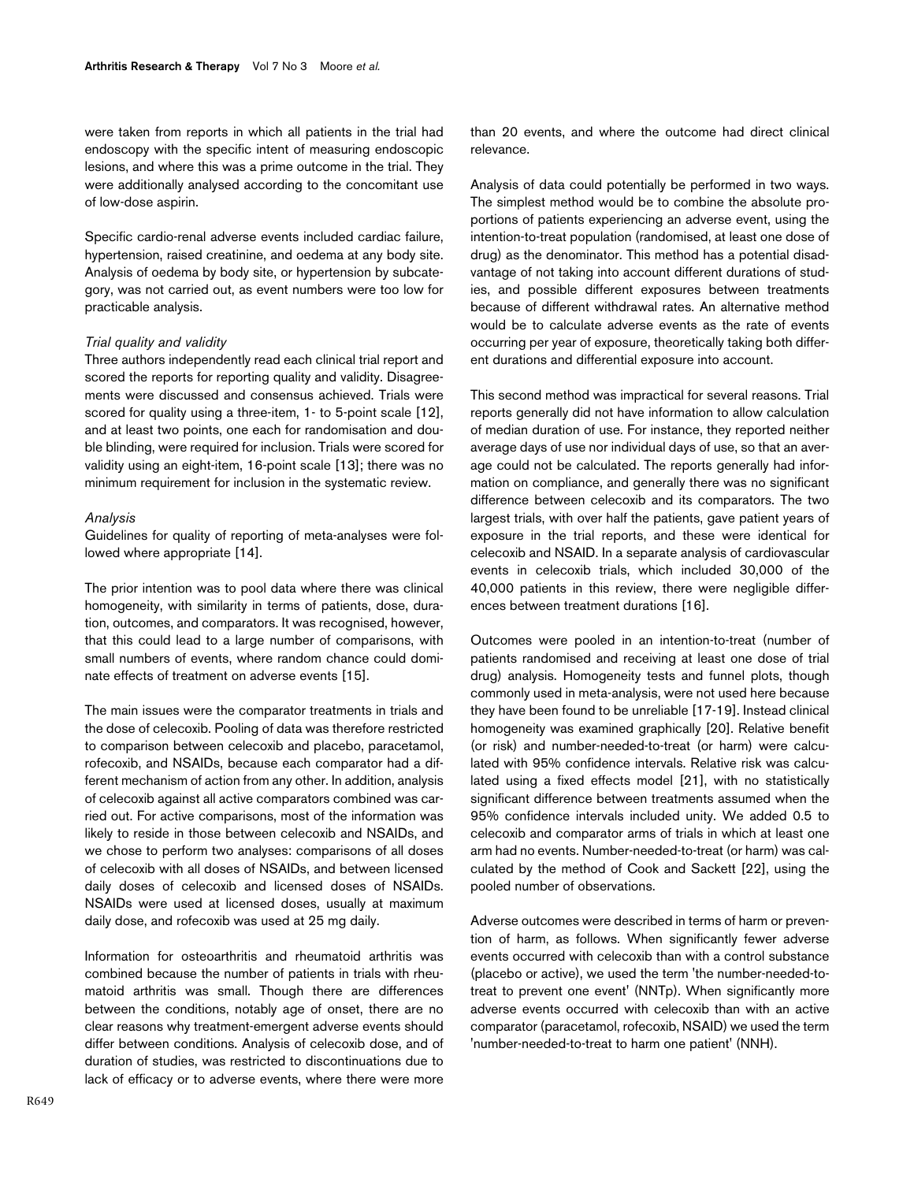were taken from reports in which all patients in the trial had endoscopy with the specific intent of measuring endoscopic lesions, and where this was a prime outcome in the trial. They were additionally analysed according to the concomitant use of low-dose aspirin.

Specific cardio-renal adverse events included cardiac failure, hypertension, raised creatinine, and oedema at any body site. Analysis of oedema by body site, or hypertension by subcategory, was not carried out, as event numbers were too low for practicable analysis.

*Trial quality and validity*

Three authors independently read each clinical trial report and scored the reports for reporting quality and validity. Disagreements were discussed and consensus achieved. Trials were scored for quality using a three-item, 1- to 5-point scale [12], and at least two points, one each for randomisation and double blinding, were required for inclusion. Trials were scored for validity using an eight-item, 16-point scale [13]; there was no minimum requirement for inclusion in the systematic review.

*Analysis*

Guidelines for quality of reporting of meta-analyses were followed where appropriate [14].

The prior intention was to pool data where there was clinical homogeneity, with similarity in terms of patients, dose, duration, outcomes, and comparators. It was recognised, however, that this could lead to a large number of comparisons, with small numbers of events, where random chance could dominate effects of treatment on adverse events [15].

The main issues were the comparator treatments in trials and the dose of celecoxib. Pooling of data was therefore restricted to comparison between celecoxib and placebo, paracetamol, rofecoxib, and NSAIDs, because each comparator had a different mechanism of action from any other. In addition, analysis of celecoxib against all active comparators combined was carried out. For active comparisons, most of the information was likely to reside in those between celecoxib and NSAIDs, and we chose to perform two analyses: comparisons of all doses of celecoxib with all doses of NSAIDs, and between licensed daily doses of celecoxib and licensed doses of NSAIDs. NSAIDs were used at licensed doses, usually at maximum daily dose, and rofecoxib was used at 25 mg daily.

Information for osteoarthritis and rheumatoid arthritis was combined because the number of patients in trials with rheumatoid arthritis was small. Though there are differences between the conditions, notably age of onset, there are no clear reasons why treatment-emergent adverse events should differ between conditions. Analysis of celecoxib dose, and of duration of studies, was restricted to discontinuations due to lack of efficacy or to adverse events, where there were more than 20 events, and where the outcome had direct clinical relevance.

Analysis of data could potentially be performed in two ways. The simplest method would be to combine the absolute proportions of patients experiencing an adverse event, using the intention-to-treat population (randomised, at least one dose of drug) as the denominator. This method has a potential disadvantage of not taking into account different durations of studies, and possible different exposures between treatments because of different withdrawal rates. An alternative method would be to calculate adverse events as the rate of events occurring per year of exposure, theoretically taking both different durations and differential exposure into account.

This second method was impractical for several reasons. Trial reports generally did not have information to allow calculation of median duration of use. For instance, they reported neither average days of use nor individual days of use, so that an average could not be calculated. The reports generally had information on compliance, and generally there was no significant difference between celecoxib and its comparators. The two largest trials, with over half the patients, gave patient years of exposure in the trial reports, and these were identical for celecoxib and NSAID. In a separate analysis of cardiovascular events in celecoxib trials, which included 30,000 of the 40,000 patients in this review, there were negligible differences between treatment durations [16].

Outcomes were pooled in an intention-to-treat (number of patients randomised and receiving at least one dose of trial drug) analysis. Homogeneity tests and funnel plots, though commonly used in meta-analysis, were not used here because they have been found to be unreliable [17-19]. Instead clinical homogeneity was examined graphically [20]. Relative benefit (or risk) and number-needed-to-treat (or harm) were calculated with 95% confidence intervals. Relative risk was calculated using a fixed effects model [21], with no statistically significant difference between treatments assumed when the 95% confidence intervals included unity. We added 0.5 to celecoxib and comparator arms of trials in which at least one arm had no events. Number-needed-to-treat (or harm) was calculated by the method of Cook and Sackett [22], using the pooled number of observations.

Adverse outcomes were described in terms of harm or prevention of harm, as follows. When significantly fewer adverse events occurred with celecoxib than with a control substance (placebo or active), we used the term 'the number-needed-to-treat to prevent one event' (NNTp). When significantly more adverse events occurred with celecoxib than with an active comparator (paracetamol, rofecoxib, NSAID) we used the term 'number-needed-to-treat to harm one patient' (NNH).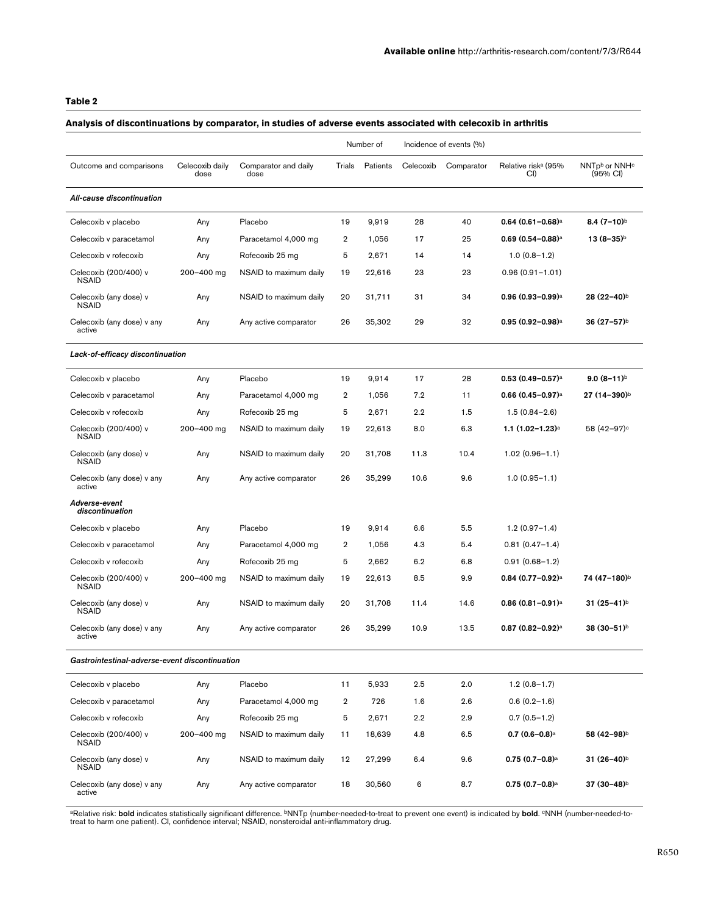**Table 2**

**Analysis of discontinuations by comparator, in studies of adverse events associated with celecoxib in arthritis**

| Outcome and comparisons | Celecoxib daily dose | Comparator and daily dose | Number of | | Incidence of events (%) | | Relative risk[a] (95% CI) | NNTp[b] or NNH[c] (95% CI) |
|---|---|---|---|---|---|---|---|---|
| | | | Trials | Patients | Celecoxib | Comparator | | |
| ***All-cause discontinuation*** | | | | | | | | |
| Celecoxib v placebo | Any | Placebo | 19 | 9,919 | 28 | 40 | **0.64 (0.61–0.68)**[a] | **8.4 (7–10)**[b] |
| Celecoxib v paracetamol | Any | Paracetamol 4,000 mg | 2 | 1,056 | 17 | 25 | **0.69 (0.54–0.88)**[a] | **13 (8–35)**[b] |
| Celecoxib v rofecoxib | Any | Rofecoxib 25 mg | 5 | 2,671 | 14 | 14 | 1.0 (0.8–1.2) | |
| Celecoxib (200/400) v NSAID | 200–400 mg | NSAID to maximum daily | 19 | 22,616 | 23 | 23 | 0.96 (0.91–1.01) | |
| Celecoxib (any dose) v NSAID | Any | NSAID to maximum daily | 20 | 31,711 | 31 | 34 | **0.96 (0.93–0.99)**[a] | **28 (22–40)**[b] |
| Celecoxib (any dose) v any active | Any | Any active comparator | 26 | 35,302 | 29 | 32 | **0.95 (0.92–0.98)**[a] | **36 (27–57)**[b] |
| ***Lack-of-efficacy discontinuation*** | | | | | | | | |
| Celecoxib v placebo | Any | Placebo | 19 | 9,914 | 17 | 28 | **0.53 (0.49–0.57)**[a] | **9.0 (8–11)**[b] |
| Celecoxib v paracetamol | Any | Paracetamol 4,000 mg | 2 | 1,056 | 7.2 | 11 | **0.66 (0.45–0.97)**[a] | **27 (14–390)**[b] |
| Celecoxib v rofecoxib | Any | Rofecoxib 25 mg | 5 | 2,671 | 2.2 | 1.5 | 1.5 (0.84–2.6) | |
| Celecoxib (200/400) v NSAID | 200–400 mg | NSAID to maximum daily | 19 | 22,613 | 8.0 | 6.3 | **1.1 (1.02–1.23)**[a] | 58 (42–97)[c] |
| Celecoxib (any dose) v NSAID | Any | NSAID to maximum daily | 20 | 31,708 | 11.3 | 10.4 | 1.02 (0.96–1.1) | |
| Celecoxib (any dose) v any active | Any | Any active comparator | 26 | 35,299 | 10.6 | 9.6 | 1.0 (0.95–1.1) | |
| ***Adverse-event discontinuation*** | | | | | | | | |
| Celecoxib v placebo | Any | Placebo | 19 | 9,914 | 6.6 | 5.5 | 1.2 (0.97–1.4) | |
| Celecoxib v paracetamol | Any | Paracetamol 4,000 mg | 2 | 1,056 | 4.3 | 5.4 | 0.81 (0.47–1.4) | |
| Celecoxib v rofecoxib | Any | Rofecoxib 25 mg | 5 | 2,662 | 6.2 | 6.8 | 0.91 (0.68–1.2) | |
| Celecoxib (200/400) v NSAID | 200–400 mg | NSAID to maximum daily | 19 | 22,613 | 8.5 | 9.9 | **0.84 (0.77–0.92)**[a] | **74 (47–180)**[b] |
| Celecoxib (any dose) v NSAID | Any | NSAID to maximum daily | 20 | 31,708 | 11.4 | 14.6 | **0.86 (0.81–0.91)**[a] | **31 (25–41)**[b] |
| Celecoxib (any dose) v any active | Any | Any active comparator | 26 | 35,299 | 10.9 | 13.5 | **0.87 (0.82–0.92)**[a] | **38 (30–51)**[b] |
| ***Gastrointestinal-adverse-event discontinuation*** | | | | | | | | |
| Celecoxib v placebo | Any | Placebo | 11 | 5,933 | 2.5 | 2.0 | 1.2 (0.8–1.7) | |
| Celecoxib v paracetamol | Any | Paracetamol 4,000 mg | 2 | 726 | 1.6 | 2.6 | 0.6 (0.2–1.6) | |
| Celecoxib v rofecoxib | Any | Rofecoxib 25 mg | 5 | 2,671 | 2.2 | 2.9 | 0.7 (0.5–1.2) | |
| Celecoxib (200/400) v NSAID | 200–400 mg | NSAID to maximum daily | 11 | 18,639 | 4.8 | 6.5 | **0.7 (0.6–0.8)**[a] | **58 (42–98)**[b] |
| Celecoxib (any dose) v NSAID | Any | NSAID to maximum daily | 12 | 27,299 | 6.4 | 9.6 | **0.75 (0.7–0.8)**[a] | **31 (26–40)**[b] |
| Celecoxib (any dose) v any active | Any | Any active comparator | 18 | 30,560 | 6 | 8.7 | **0.75 (0.7–0.8)**[a] | **37 (30–48)**[b] |

[a]Relative risk: **bold** indicates statistically significant difference. [b]NNTp (number-needed-to-treat to prevent one event) is indicated by **bold**. [c]NNH (number-needed-to-treat to harm one patient). CI, confidence interval; NSAID, nonsteroidal anti-inflammatory drug.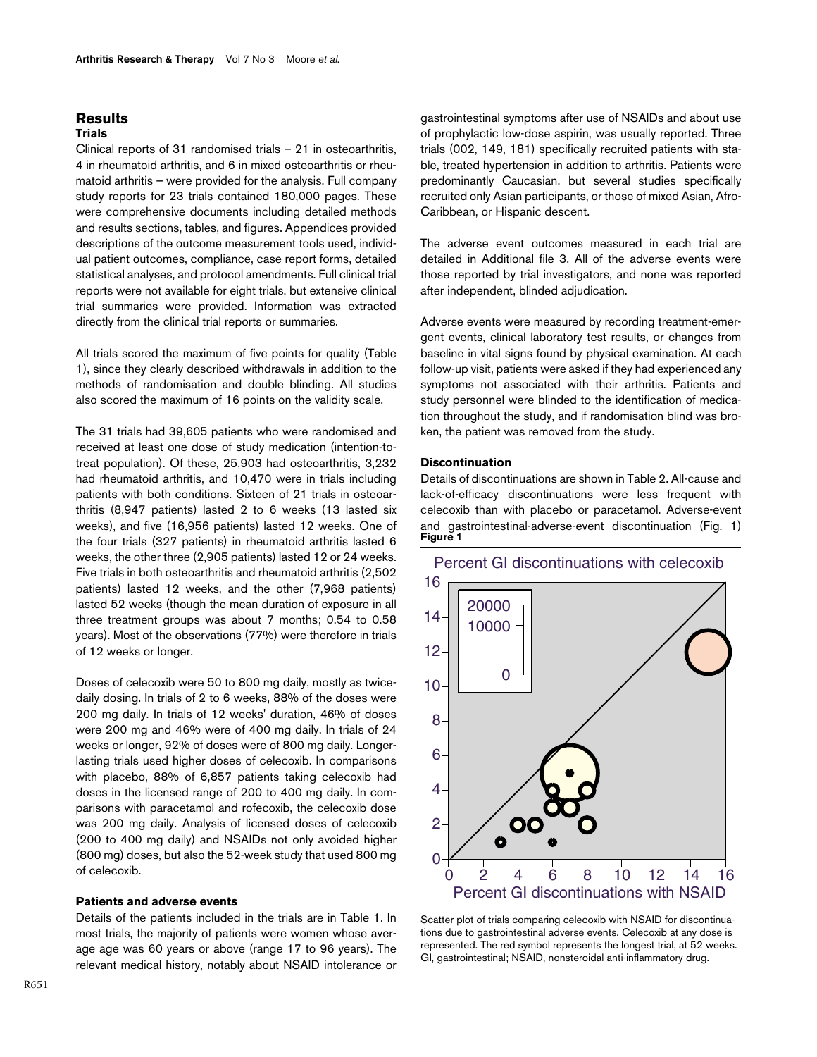## Results

### Trials

Clinical reports of 31 randomised trials – 21 in osteoarthritis, 4 in rheumatoid arthritis, and 6 in mixed osteoarthritis or rheumatoid arthritis – were provided for the analysis. Full company study reports for 23 trials contained 180,000 pages. These were comprehensive documents including detailed methods and results sections, tables, and figures. Appendices provided descriptions of the outcome measurement tools used, individual patient outcomes, compliance, case report forms, detailed statistical analyses, and protocol amendments. Full clinical trial reports were not available for eight trials, but extensive clinical trial summaries were provided. Information was extracted directly from the clinical trial reports or summaries.

All trials scored the maximum of five points for quality (Table 1), since they clearly described withdrawals in addition to the methods of randomisation and double blinding. All studies also scored the maximum of 16 points on the validity scale.

The 31 trials had 39,605 patients who were randomised and received at least one dose of study medication (intention-to-treat population). Of these, 25,903 had osteoarthritis, 3,232 had rheumatoid arthritis, and 10,470 were in trials including patients with both conditions. Sixteen of 21 trials in osteoarthritis (8,947 patients) lasted 2 to 6 weeks (13 lasted six weeks), and five (16,956 patients) lasted 12 weeks. One of the four trials (327 patients) in rheumatoid arthritis lasted 6 weeks, the other three (2,905 patients) lasted 12 or 24 weeks. Five trials in both osteoarthritis and rheumatoid arthritis (2,502 patients) lasted 12 weeks, and the other (7,968 patients) lasted 52 weeks (though the mean duration of exposure in all three treatment groups was about 7 months; 0.54 to 0.58 years). Most of the observations (77%) were therefore in trials of 12 weeks or longer.

Doses of celecoxib were 50 to 800 mg daily, mostly as twice-daily dosing. In trials of 2 to 6 weeks, 88% of the doses were 200 mg daily. In trials of 12 weeks' duration, 46% of doses were 200 mg and 46% were of 400 mg daily. In trials of 24 weeks or longer, 92% of doses were of 800 mg daily. Longer-lasting trials used higher doses of celecoxib. In comparisons with placebo, 88% of 6,857 patients taking celecoxib had doses in the licensed range of 200 to 400 mg daily. In comparisons with paracetamol and rofecoxib, the celecoxib dose was 200 mg daily. Analysis of licensed doses of celecoxib (200 to 400 mg daily) and NSAIDs not only avoided higher (800 mg) doses, but also the 52-week study that used 800 mg of celecoxib.

### Patients and adverse events

Details of the patients included in the trials are in Table 1. In most trials, the majority of patients were women whose average age was 60 years or above (range 17 to 96 years). The relevant medical history, notably about NSAID intolerance or gastrointestinal symptoms after use of NSAIDs and about use of prophylactic low-dose aspirin, was usually reported. Three trials (002, 149, 181) specifically recruited patients with stable, treated hypertension in addition to arthritis. Patients were predominantly Caucasian, but several studies specifically recruited only Asian participants, or those of mixed Asian, Afro-Caribbean, or Hispanic descent.

The adverse event outcomes measured in each trial are detailed in Additional file 3. All of the adverse events were those reported by trial investigators, and none was reported after independent, blinded adjudication.

Adverse events were measured by recording treatment-emergent events, clinical laboratory test results, or changes from baseline in vital signs found by physical examination. At each follow-up visit, patients were asked if they had experienced any symptoms not associated with their arthritis. Patients and study personnel were blinded to the identification of medication throughout the study, and if randomisation blind was broken, the patient was removed from the study.

### Discontinuation

Details of discontinuations are shown in Table 2. All-cause and lack-of-efficacy discontinuations were less frequent with celecoxib than with placebo or paracetamol. Adverse-event and gastrointestinal-adverse-event discontinuation (Fig. 1)

**Figure 1**

Scatter plot of trials comparing celecoxib with NSAID for discontinuations due to gastrointestinal adverse events. Celecoxib at any dose is represented. The red symbol represents the longest trial, at 52 weeks. GI, gastrointestinal; NSAID, nonsteroidal anti-inflammatory drug.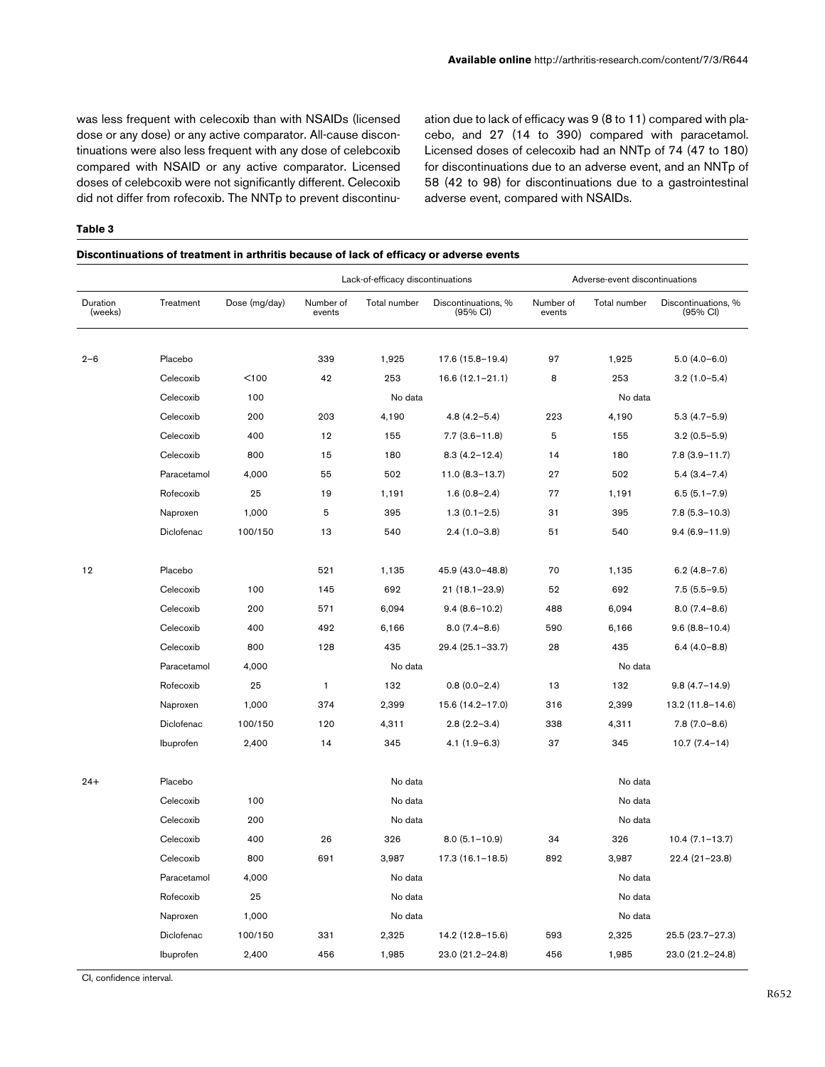was less frequent with celecoxib than with NSAIDs (licensed dose or any dose) or any active comparator. All-cause discontinuations were also less frequent with any dose of celebcoxib compared with NSAID or any active comparator. Licensed doses of celebcoxib were not significantly different. Celecoxib did not differ from rofecoxib. The NNTp to prevent discontinuation due to lack of efficacy was 9 (8 to 11) compared with placebo, and 27 (14 to 390) compared with paracetamol. Licensed doses of celecoxib had an NNTp of 74 (47 to 180) for discontinuations due to an adverse event, and an NNTp of 58 (42 to 98) for discontinuations due to a gastrointestinal adverse event, compared with NSAIDs.

**Table 3**

**Discontinuations of treatment in arthritis because of lack of efficacy or adverse events**

| | | | Lack-of-efficacy discontinuations | | | Adverse-event discontinuations | | |
|---|---|---|---|---|---|---|---|---|
| Duration (weeks) | Treatment | Dose (mg/day) | Number of events | Total number | Discontinuations, % (95% CI) | Number of events | Total number | Discontinuations, % (95% CI) |
| 2–6 | Placebo | | 339 | 1,925 | 17.6 (15.8–19.4) | 97 | 1,925 | 5.0 (4.0–6.0) |
| | Celecoxib | <100 | 42 | 253 | 16.6 (12.1–21.1) | 8 | 253 | 3.2 (1.0–5.4) |
| | Celecoxib | 100 | | No data | | | No data | |
| | Celecoxib | 200 | 203 | 4,190 | 4.8 (4.2–5.4) | 223 | 4,190 | 5.3 (4.7–5.9) |
| | Celecoxib | 400 | 12 | 155 | 7.7 (3.6–11.8) | 5 | 155 | 3.2 (0.5–5.9) |
| | Celecoxib | 800 | 15 | 180 | 8.3 (4.2–12.4) | 14 | 180 | 7.8 (3.9–11.7) |
| | Paracetamol | 4,000 | 55 | 502 | 11.0 (8.3–13.7) | 27 | 502 | 5.4 (3.4–7.4) |
| | Rofecoxib | 25 | 19 | 1,191 | 1.6 (0.8–2.4) | 77 | 1,191 | 6.5 (5.1–7.9) |
| | Naproxen | 1,000 | 5 | 395 | 1.3 (0.1–2.5) | 31 | 395 | 7.8 (5.3–10.3) |
| | Diclofenac | 100/150 | 13 | 540 | 2.4 (1.0–3.8) | 51 | 540 | 9.4 (6.9–11.9) |
| 12 | Placebo | | 521 | 1,135 | 45.9 (43.0–48.8) | 70 | 1,135 | 6.2 (4.8–7.6) |
| | Celecoxib | 100 | 145 | 692 | 21 (18.1–23.9) | 52 | 692 | 7.5 (5.5–9.5) |
| | Celecoxib | 200 | 571 | 6,094 | 9.4 (8.6–10.2) | 488 | 6,094 | 8.0 (7.4–8.6) |
| | Celecoxib | 400 | 492 | 6,166 | 8.0 (7.4–8.6) | 590 | 6,166 | 9.6 (8.8–10.4) |
| | Celecoxib | 800 | 128 | 435 | 29.4 (25.1–33.7) | 28 | 435 | 6.4 (4.0–8.8) |
| | Paracetamol | 4,000 | | No data | | | No data | |
| | Rofecoxib | 25 | 1 | 132 | 0.8 (0.0–2.4) | 13 | 132 | 9.8 (4.7–14.9) |
| | Naproxen | 1,000 | 374 | 2,399 | 15.6 (14.2–17.0) | 316 | 2,399 | 13.2 (11.8–14.6) |
| | Diclofenac | 100/150 | 120 | 4,311 | 2.8 (2.2–3.4) | 338 | 4,311 | 7.8 (7.0–8.6) |
| | Ibuprofen | 2,400 | 14 | 345 | 4.1 (1.9–6.3) | 37 | 345 | 10.7 (7.4–14) |
| 24+ | Placebo | | | No data | | | No data | |
| | Celecoxib | 100 | | No data | | | No data | |
| | Celecoxib | 200 | | No data | | | No data | |
| | Celecoxib | 400 | 26 | 326 | 8.0 (5.1–10.9) | 34 | 326 | 10.4 (7.1–13.7) |
| | Celecoxib | 800 | 691 | 3,987 | 17.3 (16.1–18.5) | 892 | 3,987 | 22.4 (21–23.8) |
| | Paracetamol | 4,000 | | No data | | | No data | |
| | Rofecoxib | 25 | | No data | | | No data | |
| | Naproxen | 1,000 | | No data | | | No data | |
| | Diclofenac | 100/150 | 331 | 2,325 | 14.2 (12.8–15.6) | 593 | 2,325 | 25.5 (23.7–27.3) |
| | Ibuprofen | 2,400 | 456 | 1,985 | 23.0 (21.2–24.8) | 456 | 1,985 | 23.0 (21.2–24.8) |

CI, confidence interval.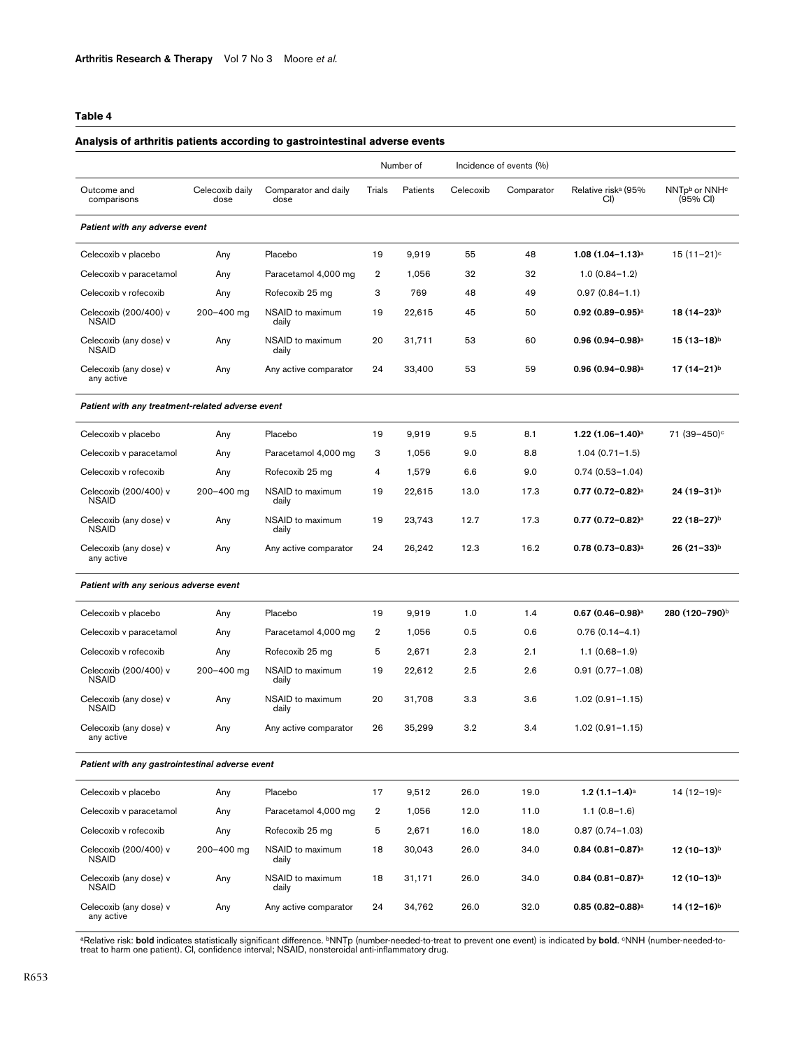**Table 4**

**Analysis of arthritis patients according to gastrointestinal adverse events**

| Outcome and comparisons | Celecoxib daily dose | Comparator and daily dose | Number of | | Incidence of events (%) | | Relative risk[a] (95% CI) | NNTp[b] or NNH[c] (95% CI) |
|---|---|---|---|---|---|---|---|---|
| | | | Trials | Patients | Celecoxib | Comparator | | |
| ***Patient with any adverse event*** | | | | | | | | |
| Celecoxib v placebo | Any | Placebo | 19 | 9,919 | 55 | 48 | **1.08 (1.04–1.13)**[a] | 15 (11–21)[c] |
| Celecoxib v paracetamol | Any | Paracetamol 4,000 mg | 2 | 1,056 | 32 | 32 | 1.0 (0.84–1.2) | |
| Celecoxib v rofecoxib | Any | Rofecoxib 25 mg | 3 | 769 | 48 | 49 | 0.97 (0.84–1.1) | |
| Celecoxib (200/400) v NSAID | 200–400 mg | NSAID to maximum daily | 19 | 22,615 | 45 | 50 | **0.92 (0.89–0.95)**[a] | **18 (14–23)**[b] |
| Celecoxib (any dose) v NSAID | Any | NSAID to maximum daily | 20 | 31,711 | 53 | 60 | **0.96 (0.94–0.98)**[a] | **15 (13–18)**[b] |
| Celecoxib (any dose) v any active | Any | Any active comparator | 24 | 33,400 | 53 | 59 | **0.96 (0.94–0.98)**[a] | **17 (14–21)**[b] |
| ***Patient with any treatment-related adverse event*** | | | | | | | | |
| Celecoxib v placebo | Any | Placebo | 19 | 9,919 | 9.5 | 8.1 | **1.22 (1.06–1.40)**[a] | 71 (39–450)[c] |
| Celecoxib v paracetamol | Any | Paracetamol 4,000 mg | 3 | 1,056 | 9.0 | 8.8 | 1.04 (0.71–1.5) | |
| Celecoxib v rofecoxib | Any | Rofecoxib 25 mg | 4 | 1,579 | 6.6 | 9.0 | 0.74 (0.53–1.04) | |
| Celecoxib (200/400) v NSAID | 200–400 mg | NSAID to maximum daily | 19 | 22,615 | 13.0 | 17.3 | **0.77 (0.72–0.82)**[a] | **24 (19–31)**[b] |
| Celecoxib (any dose) v NSAID | Any | NSAID to maximum daily | 19 | 23,743 | 12.7 | 17.3 | **0.77 (0.72–0.82)**[a] | **22 (18–27)**[b] |
| Celecoxib (any dose) v any active | Any | Any active comparator | 24 | 26,242 | 12.3 | 16.2 | **0.78 (0.73–0.83)**[a] | **26 (21–33)**[b] |
| ***Patient with any serious adverse event*** | | | | | | | | |
| Celecoxib v placebo | Any | Placebo | 19 | 9,919 | 1.0 | 1.4 | **0.67 (0.46–0.98)**[a] | **280 (120–790)**[b] |
| Celecoxib v paracetamol | Any | Paracetamol 4,000 mg | 2 | 1,056 | 0.5 | 0.6 | 0.76 (0.14–4.1) | |
| Celecoxib v rofecoxib | Any | Rofecoxib 25 mg | 5 | 2,671 | 2.3 | 2.1 | 1.1 (0.68–1.9) | |
| Celecoxib (200/400) v NSAID | 200–400 mg | NSAID to maximum daily | 19 | 22,612 | 2.5 | 2.6 | 0.91 (0.77–1.08) | |
| Celecoxib (any dose) v NSAID | Any | NSAID to maximum daily | 20 | 31,708 | 3.3 | 3.6 | 1.02 (0.91–1.15) | |
| Celecoxib (any dose) v any active | Any | Any active comparator | 26 | 35,299 | 3.2 | 3.4 | 1.02 (0.91–1.15) | |
| ***Patient with any gastrointestinal adverse event*** | | | | | | | | |
| Celecoxib v placebo | Any | Placebo | 17 | 9,512 | 26.0 | 19.0 | **1.2 (1.1–1.4)**[a] | 14 (12–19)[c] |
| Celecoxib v paracetamol | Any | Paracetamol 4,000 mg | 2 | 1,056 | 12.0 | 11.0 | 1.1 (0.8–1.6) | |
| Celecoxib v rofecoxib | Any | Rofecoxib 25 mg | 5 | 2,671 | 16.0 | 18.0 | 0.87 (0.74–1.03) | |
| Celecoxib (200/400) v NSAID | 200–400 mg | NSAID to maximum daily | 18 | 30,043 | 26.0 | 34.0 | **0.84 (0.81–0.87)**[a] | **12 (10–13)**[b] |
| Celecoxib (any dose) v NSAID | Any | NSAID to maximum daily | 18 | 31,171 | 26.0 | 34.0 | **0.84 (0.81–0.87)**[a] | **12 (10–13)**[b] |
| Celecoxib (any dose) v any active | Any | Any active comparator | 24 | 34,762 | 26.0 | 32.0 | **0.85 (0.82–0.88)**[a] | **14 (12–16)**[b] |

[a]Relative risk: **bold** indicates statistically significant difference. [b]NNTp (number-needed-to-treat to prevent one event) is indicated by **bold**. [c]NNH (number-needed-to-treat to harm one patient). CI, confidence interval; NSAID, nonsteroidal anti-inflammatory drug.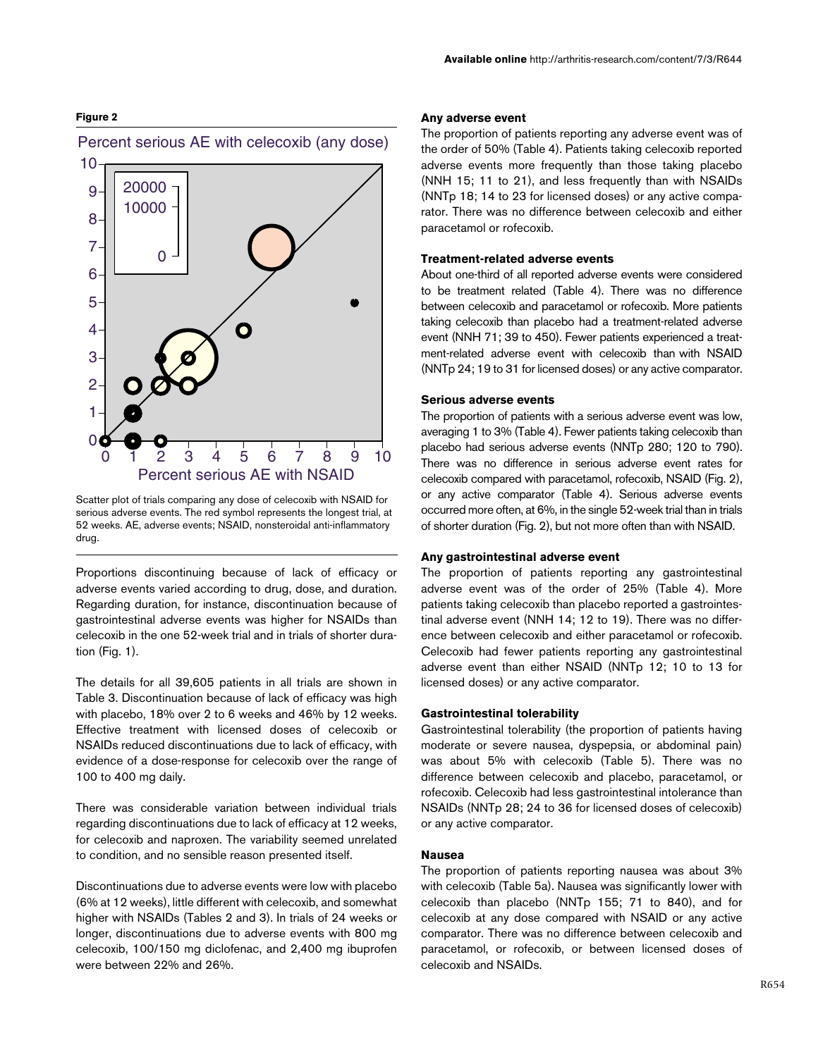**Figure 2**

Scatter plot of trials comparing any dose of celecoxib with NSAID for serious adverse events. The red symbol represents the longest trial, at 52 weeks. AE, adverse events; NSAID, nonsteroidal anti-inflammatory drug.

Proportions discontinuing because of lack of efficacy or adverse events varied according to drug, dose, and duration. Regarding duration, for instance, discontinuation because of gastrointestinal adverse events was higher for NSAIDs than celecoxib in the one 52-week trial and in trials of shorter duration (Fig. 1).

The details for all 39,605 patients in all trials are shown in Table 3. Discontinuation because of lack of efficacy was high with placebo, 18% over 2 to 6 weeks and 46% by 12 weeks. Effective treatment with licensed doses of celecoxib or NSAIDs reduced discontinuations due to lack of efficacy, with evidence of a dose-response for celecoxib over the range of 100 to 400 mg daily.

There was considerable variation between individual trials regarding discontinuations due to lack of efficacy at 12 weeks, for celecoxib and naproxen. The variability seemed unrelated to condition, and no sensible reason presented itself.

Discontinuations due to adverse events were low with placebo (6% at 12 weeks), little different with celecoxib, and somewhat higher with NSAIDs (Tables 2 and 3). In trials of 24 weeks or longer, discontinuations due to adverse events with 800 mg celecoxib, 100/150 mg diclofenac, and 2,400 mg ibuprofen were between 22% and 26%.

### Any adverse event

The proportion of patients reporting any adverse event was of the order of 50% (Table 4). Patients taking celecoxib reported adverse events more frequently than those taking placebo (NNH 15; 11 to 21), and less frequently than with NSAIDs (NNTp 18; 14 to 23 for licensed doses) or any active comparator. There was no difference between celecoxib and either paracetamol or rofecoxib.

### Treatment-related adverse events

About one-third of all reported adverse events were considered to be treatment related (Table 4). There was no difference between celecoxib and paracetamol or rofecoxib. More patients taking celecoxib than placebo had a treatment-related adverse event (NNH 71; 39 to 450). Fewer patients experienced a treatment-related adverse event with celecoxib than with NSAID (NNTp 24; 19 to 31 for licensed doses) or any active comparator.

### Serious adverse events

The proportion of patients with a serious adverse event was low, averaging 1 to 3% (Table 4). Fewer patients taking celecoxib than placebo had serious adverse events (NNTp 280; 120 to 790). There was no difference in serious adverse event rates for celecoxib compared with paracetamol, rofecoxib, NSAID (Fig. 2), or any active comparator (Table 4). Serious adverse events occurred more often, at 6%, in the single 52-week trial than in trials of shorter duration (Fig. 2), but not more often than with NSAID.

### Any gastrointestinal adverse event

The proportion of patients reporting any gastrointestinal adverse event was of the order of 25% (Table 4). More patients taking celecoxib than placebo reported a gastrointestinal adverse event (NNH 14; 12 to 19). There was no difference between celecoxib and either paracetamol or rofecoxib. Celecoxib had fewer patients reporting any gastrointestinal adverse event than either NSAID (NNTp 12; 10 to 13 for licensed doses) or any active comparator.

### Gastrointestinal tolerability

Gastrointestinal tolerability (the proportion of patients having moderate or severe nausea, dyspepsia, or abdominal pain) was about 5% with celecoxib (Table 5). There was no difference between celecoxib and placebo, paracetamol, or rofecoxib. Celecoxib had less gastrointestinal intolerance than NSAIDs (NNTp 28; 24 to 36 for licensed doses of celecoxib) or any active comparator.

### Nausea

The proportion of patients reporting nausea was about 3% with celecoxib (Table 5a). Nausea was significantly lower with celecoxib than placebo (NNTp 155; 71 to 840), and for celecoxib at any dose compared with NSAID or any active comparator. There was no difference between celecoxib and paracetamol, or rofecoxib, or between licensed doses of celecoxib and NSAIDs.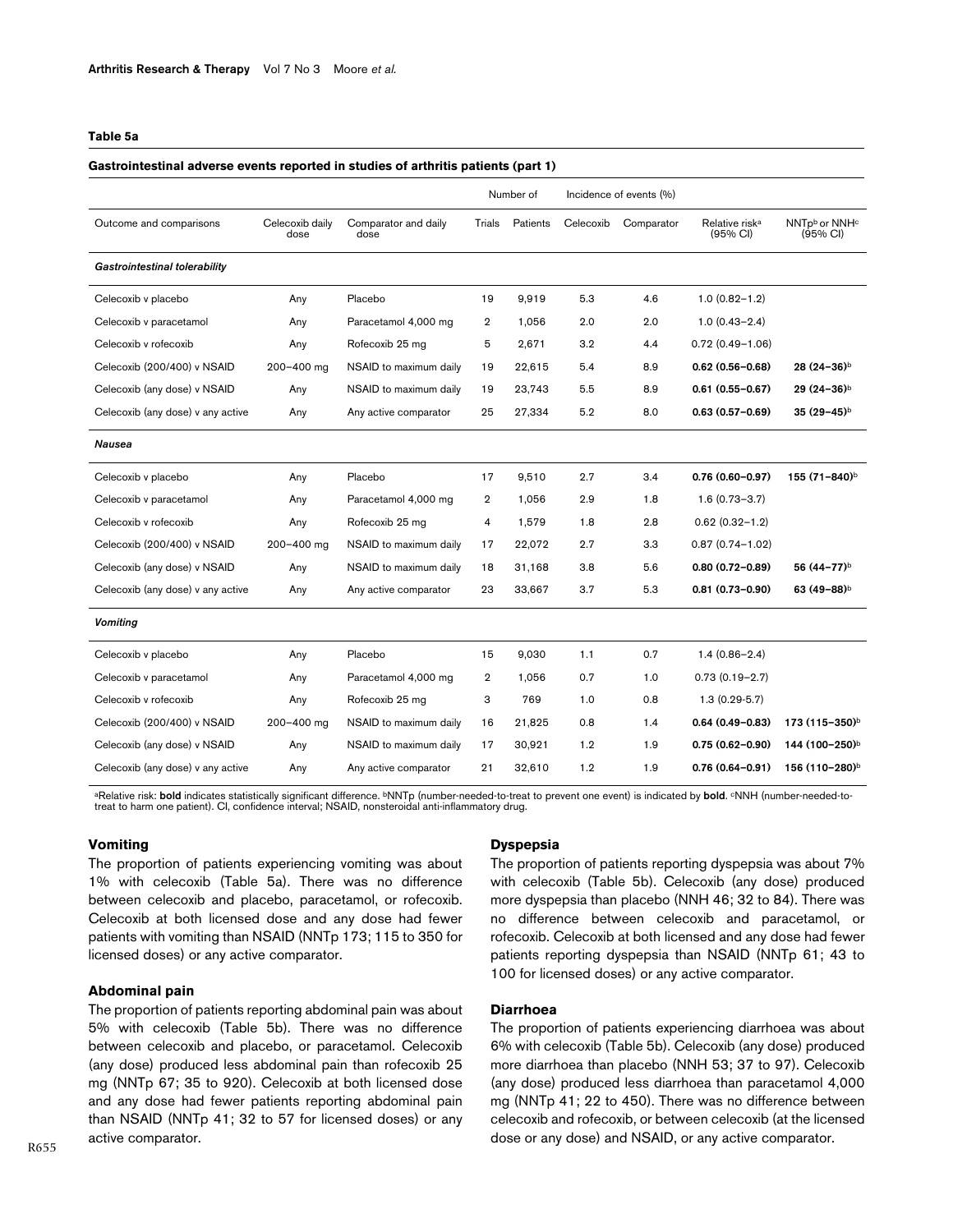**Table 5a**

**Gastrointestinal adverse events reported in studies of arthritis patients (part 1)**

| Outcome and comparisons | Celecoxib daily dose | Comparator and daily dose | Number of Trials | Number of Patients | Incidence of events (%) Celecoxib | Incidence of events (%) Comparator | Relative risk[a] (95% CI) | NNTp[b] or NNH[c] (95% CI) |
|---|---|---|---|---|---|---|---|---|
| ***Gastrointestinal tolerability*** | | | | | | | | |
| Celecoxib v placebo | Any | Placebo | 19 | 9,919 | 5.3 | 4.6 | 1.0 (0.82–1.2) | |
| Celecoxib v paracetamol | Any | Paracetamol 4,000 mg | 2 | 1,056 | 2.0 | 2.0 | 1.0 (0.43–2.4) | |
| Celecoxib v rofecoxib | Any | Rofecoxib 25 mg | 5 | 2,671 | 3.2 | 4.4 | 0.72 (0.49–1.06) | |
| Celecoxib (200/400) v NSAID | 200–400 mg | NSAID to maximum daily | 19 | 22,615 | 5.4 | 8.9 | **0.62 (0.56–0.68)** | **28 (24–36)**[b] |
| Celecoxib (any dose) v NSAID | Any | NSAID to maximum daily | 19 | 23,743 | 5.5 | 8.9 | **0.61 (0.55–0.67)** | **29 (24–36)**[b] |
| Celecoxib (any dose) v any active | Any | Any active comparator | 25 | 27,334 | 5.2 | 8.0 | **0.63 (0.57–0.69)** | **35 (29–45)**[b] |
| ***Nausea*** | | | | | | | | |
| Celecoxib v placebo | Any | Placebo | 17 | 9,510 | 2.7 | 3.4 | **0.76 (0.60–0.97)** | **155 (71–840)**[b] |
| Celecoxib v paracetamol | Any | Paracetamol 4,000 mg | 2 | 1,056 | 2.9 | 1.8 | 1.6 (0.73–3.7) | |
| Celecoxib v rofecoxib | Any | Rofecoxib 25 mg | 4 | 1,579 | 1.8 | 2.8 | 0.62 (0.32–1.2) | |
| Celecoxib (200/400) v NSAID | 200–400 mg | NSAID to maximum daily | 17 | 22,072 | 2.7 | 3.3 | 0.87 (0.74–1.02) | |
| Celecoxib (any dose) v NSAID | Any | NSAID to maximum daily | 18 | 31,168 | 3.8 | 5.6 | **0.80 (0.72–0.89)** | **56 (44–77)**[b] |
| Celecoxib (any dose) v any active | Any | Any active comparator | 23 | 33,667 | 3.7 | 5.3 | **0.81 (0.73–0.90)** | **63 (49–88)**[b] |
| ***Vomiting*** | | | | | | | | |
| Celecoxib v placebo | Any | Placebo | 15 | 9,030 | 1.1 | 0.7 | 1.4 (0.86–2.4) | |
| Celecoxib v paracetamol | Any | Paracetamol 4,000 mg | 2 | 1,056 | 0.7 | 1.0 | 0.73 (0.19–2.7) | |
| Celecoxib v rofecoxib | Any | Rofecoxib 25 mg | 3 | 769 | 1.0 | 0.8 | 1.3 (0.29-5.7) | |
| Celecoxib (200/400) v NSAID | 200–400 mg | NSAID to maximum daily | 16 | 21,825 | 0.8 | 1.4 | **0.64 (0.49–0.83)** | **173 (115–350)**[b] |
| Celecoxib (any dose) v NSAID | Any | NSAID to maximum daily | 17 | 30,921 | 1.2 | 1.9 | **0.75 (0.62–0.90)** | **144 (100–250)**[b] |
| Celecoxib (any dose) v any active | Any | Any active comparator | 21 | 32,610 | 1.2 | 1.9 | **0.76 (0.64–0.91)** | **156 (110–280)**[b] |

[a]Relative risk: **bold** indicates statistically significant difference. [b]NNTp (number-needed-to-treat to prevent one event) is indicated by **bold**. [c]NNH (number-needed-to-treat to harm one patient). CI, confidence interval; NSAID, nonsteroidal anti-inflammatory drug.

### Vomiting

The proportion of patients experiencing vomiting was about 1% with celecoxib (Table 5a). There was no difference between celecoxib and placebo, paracetamol, or rofecoxib. Celecoxib at both licensed dose and any dose had fewer patients with vomiting than NSAID (NNTp 173; 115 to 350 for licensed doses) or any active comparator.

### Abdominal pain

The proportion of patients reporting abdominal pain was about 5% with celecoxib (Table 5b). There was no difference between celecoxib and placebo, or paracetamol. Celecoxib (any dose) produced less abdominal pain than rofecoxib 25 mg (NNTp 67; 35 to 920). Celecoxib at both licensed dose and any dose had fewer patients reporting abdominal pain than NSAID (NNTp 41; 32 to 57 for licensed doses) or any active comparator.

### Dyspepsia

The proportion of patients reporting dyspepsia was about 7% with celecoxib (Table 5b). Celecoxib (any dose) produced more dyspepsia than placebo (NNH 46; 32 to 84). There was no difference between celecoxib and paracetamol, or rofecoxib. Celecoxib at both licensed and any dose had fewer patients reporting dyspepsia than NSAID (NNTp 61; 43 to 100 for licensed doses) or any active comparator.

### Diarrhoea

The proportion of patients experiencing diarrhoea was about 6% with celecoxib (Table 5b). Celecoxib (any dose) produced more diarrhoea than placebo (NNH 53; 37 to 97). Celecoxib (any dose) produced less diarrhoea than paracetamol 4,000 mg (NNTp 41; 22 to 450). There was no difference between celecoxib and rofecoxib, or between celecoxib (at the licensed dose or any dose) and NSAID, or any active comparator.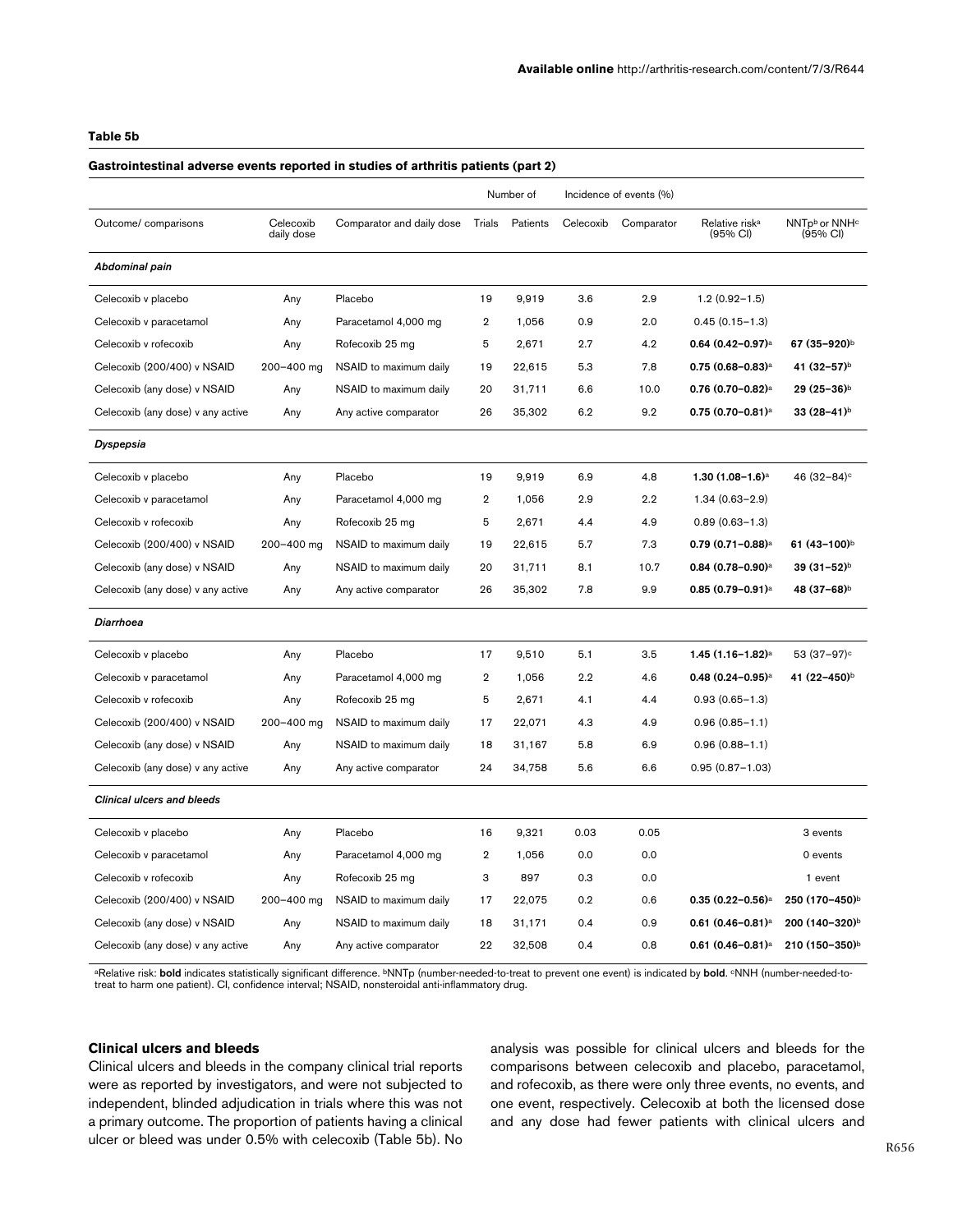**Table 5b**

**Gastrointestinal adverse events reported in studies of arthritis patients (part 2)**

| | | | Number of | | Incidence of events (%) | | | |
|---|---|---|---|---|---|---|---|---|
| Outcome/ comparisons | Celecoxib daily dose | Comparator and daily dose | Trials | Patients | Celecoxib | Comparator | Relative risk[a] (95% CI) | NNTp[b] or NNH[c] (95% CI) |
| ***Abdominal pain*** | | | | | | | | |
| Celecoxib v placebo | Any | Placebo | 19 | 9,919 | 3.6 | 2.9 | 1.2 (0.92–1.5) | |
| Celecoxib v paracetamol | Any | Paracetamol 4,000 mg | 2 | 1,056 | 0.9 | 2.0 | 0.45 (0.15–1.3) | |
| Celecoxib v rofecoxib | Any | Rofecoxib 25 mg | 5 | 2,671 | 2.7 | 4.2 | **0.64 (0.42–0.97)**[a] | **67 (35–920)**[b] |
| Celecoxib (200/400) v NSAID | 200–400 mg | NSAID to maximum daily | 19 | 22,615 | 5.3 | 7.8 | **0.75 (0.68–0.83)**[a] | **41 (32–57)**[b] |
| Celecoxib (any dose) v NSAID | Any | NSAID to maximum daily | 20 | 31,711 | 6.6 | 10.0 | **0.76 (0.70–0.82)**[a] | **29 (25–36)**[b] |
| Celecoxib (any dose) v any active | Any | Any active comparator | 26 | 35,302 | 6.2 | 9.2 | **0.75 (0.70–0.81)**[a] | **33 (28–41)**[b] |
| ***Dyspepsia*** | | | | | | | | |
| Celecoxib v placebo | Any | Placebo | 19 | 9,919 | 6.9 | 4.8 | **1.30 (1.08–1.6)**[a] | 46 (32–84)[c] |
| Celecoxib v paracetamol | Any | Paracetamol 4,000 mg | 2 | 1,056 | 2.9 | 2.2 | 1.34 (0.63–2.9) | |
| Celecoxib v rofecoxib | Any | Rofecoxib 25 mg | 5 | 2,671 | 4.4 | 4.9 | 0.89 (0.63–1.3) | |
| Celecoxib (200/400) v NSAID | 200–400 mg | NSAID to maximum daily | 19 | 22,615 | 5.7 | 7.3 | **0.79 (0.71–0.88)**[a] | **61 (43–100)**[b] |
| Celecoxib (any dose) v NSAID | Any | NSAID to maximum daily | 20 | 31,711 | 8.1 | 10.7 | **0.84 (0.78–0.90)**[a] | **39 (31–52)**[b] |
| Celecoxib (any dose) v any active | Any | Any active comparator | 26 | 35,302 | 7.8 | 9.9 | **0.85 (0.79–0.91)**[a] | **48 (37–68)**[b] |
| ***Diarrhoea*** | | | | | | | | |
| Celecoxib v placebo | Any | Placebo | 17 | 9,510 | 5.1 | 3.5 | **1.45 (1.16–1.82)**[a] | 53 (37–97)[c] |
| Celecoxib v paracetamol | Any | Paracetamol 4,000 mg | 2 | 1,056 | 2.2 | 4.6 | **0.48 (0.24–0.95)**[a] | **41 (22–450)**[b] |
| Celecoxib v rofecoxib | Any | Rofecoxib 25 mg | 5 | 2,671 | 4.1 | 4.4 | 0.93 (0.65–1.3) | |
| Celecoxib (200/400) v NSAID | 200–400 mg | NSAID to maximum daily | 17 | 22,071 | 4.3 | 4.9 | 0.96 (0.85–1.1) | |
| Celecoxib (any dose) v NSAID | Any | NSAID to maximum daily | 18 | 31,167 | 5.8 | 6.9 | 0.96 (0.88–1.1) | |
| Celecoxib (any dose) v any active | Any | Any active comparator | 24 | 34,758 | 5.6 | 6.6 | 0.95 (0.87–1.03) | |
| ***Clinical ulcers and bleeds*** | | | | | | | | |
| Celecoxib v placebo | Any | Placebo | 16 | 9,321 | 0.03 | 0.05 | | 3 events |
| Celecoxib v paracetamol | Any | Paracetamol 4,000 mg | 2 | 1,056 | 0.0 | 0.0 | | 0 events |
| Celecoxib v rofecoxib | Any | Rofecoxib 25 mg | 3 | 897 | 0.3 | 0.0 | | 1 event |
| Celecoxib (200/400) v NSAID | 200–400 mg | NSAID to maximum daily | 17 | 22,075 | 0.2 | 0.6 | **0.35 (0.22–0.56)**[a] | **250 (170–450)**[b] |
| Celecoxib (any dose) v NSAID | Any | NSAID to maximum daily | 18 | 31,171 | 0.4 | 0.9 | **0.61 (0.46–0.81)**[a] | **200 (140–320)**[b] |
| Celecoxib (any dose) v any active | Any | Any active comparator | 22 | 32,508 | 0.4 | 0.8 | **0.61 (0.46–0.81)**[a] | **210 (150–350)**[b] |

[a]Relative risk: **bold** indicates statistically significant difference. [b]NNTp (number-needed-to-treat to prevent one event) is indicated by **bold**. [c]NNH (number-needed-to-treat to harm one patient). CI, confidence interval; NSAID, nonsteroidal anti-inflammatory drug.

### Clinical ulcers and bleeds

Clinical ulcers and bleeds in the company clinical trial reports were as reported by investigators, and were not subjected to independent, blinded adjudication in trials where this was not a primary outcome. The proportion of patients having a clinical ulcer or bleed was under 0.5% with celecoxib (Table 5b). No analysis was possible for clinical ulcers and bleeds for the comparisons between celecoxib and placebo, paracetamol, and rofecoxib, as there were only three events, no events, and one event, respectively. Celecoxib at both the licensed dose and any dose had fewer patients with clinical ulcers and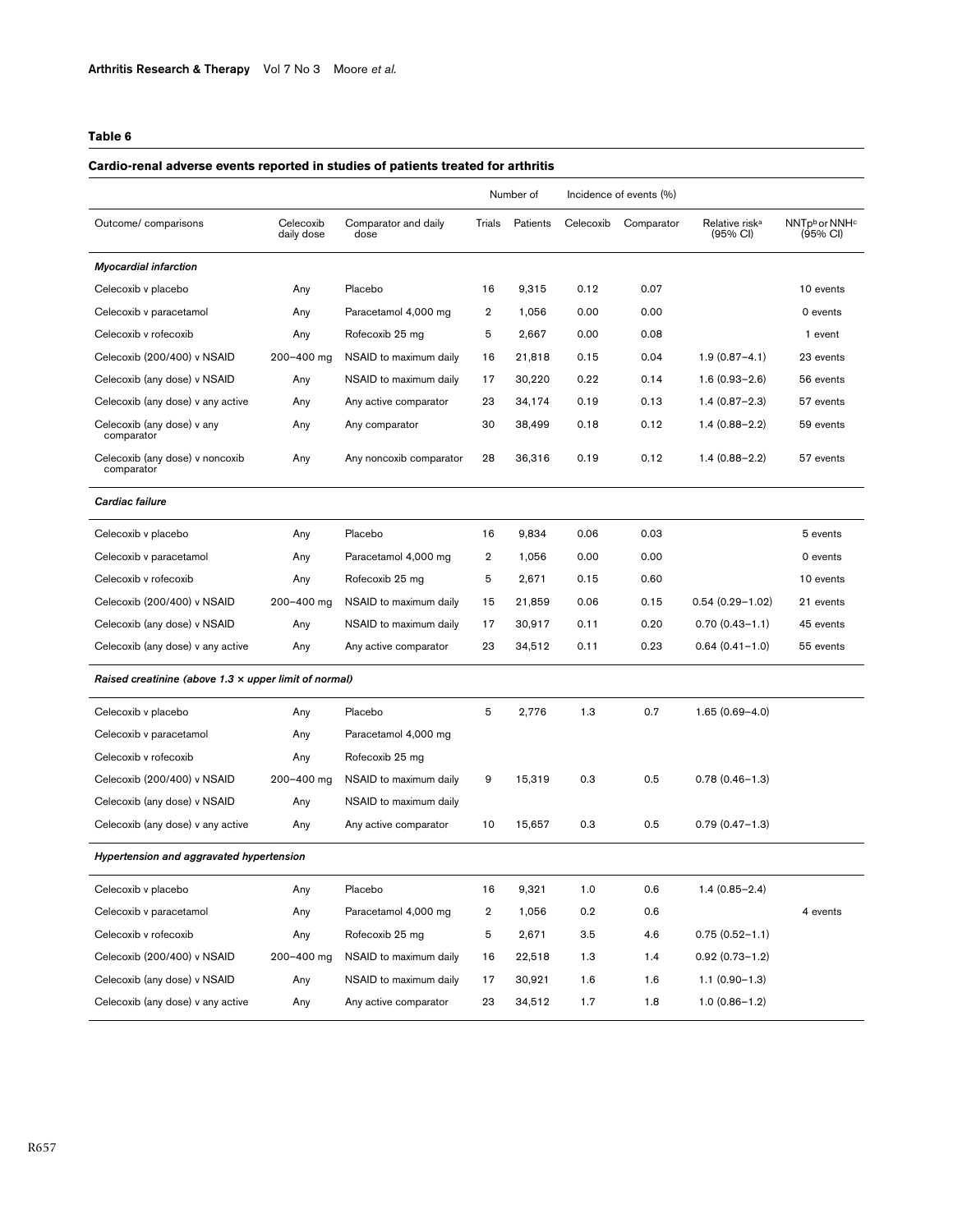**Table 6**

**Cardio-renal adverse events reported in studies of patients treated for arthritis**

| | | | Number of | | Incidence of events (%) | | | |
|---|---|---|---|---|---|---|---|---|
| Outcome/ comparisons | Celecoxib daily dose | Comparator and daily dose | Trials | Patients | Celecoxib | Comparator | Relative risk[a] (95% CI) | NNTp[b] or NNH[c] (95% CI) |
| ***Myocardial infarction*** | | | | | | | | |
| Celecoxib v placebo | Any | Placebo | 16 | 9,315 | 0.12 | 0.07 | | 10 events |
| Celecoxib v paracetamol | Any | Paracetamol 4,000 mg | 2 | 1,056 | 0.00 | 0.00 | | 0 events |
| Celecoxib v rofecoxib | Any | Rofecoxib 25 mg | 5 | 2,667 | 0.00 | 0.08 | | 1 event |
| Celecoxib (200/400) v NSAID | 200–400 mg | NSAID to maximum daily | 16 | 21,818 | 0.15 | 0.04 | 1.9 (0.87–4.1) | 23 events |
| Celecoxib (any dose) v NSAID | Any | NSAID to maximum daily | 17 | 30,220 | 0.22 | 0.14 | 1.6 (0.93–2.6) | 56 events |
| Celecoxib (any dose) v any active | Any | Any active comparator | 23 | 34,174 | 0.19 | 0.13 | 1.4 (0.87–2.3) | 57 events |
| Celecoxib (any dose) v any comparator | Any | Any comparator | 30 | 38,499 | 0.18 | 0.12 | 1.4 (0.88–2.2) | 59 events |
| Celecoxib (any dose) v noncoxib comparator | Any | Any noncoxib comparator | 28 | 36,316 | 0.19 | 0.12 | 1.4 (0.88–2.2) | 57 events |
| ***Cardiac failure*** | | | | | | | | |
| Celecoxib v placebo | Any | Placebo | 16 | 9,834 | 0.06 | 0.03 | | 5 events |
| Celecoxib v paracetamol | Any | Paracetamol 4,000 mg | 2 | 1,056 | 0.00 | 0.00 | | 0 events |
| Celecoxib v rofecoxib | Any | Rofecoxib 25 mg | 5 | 2,671 | 0.15 | 0.60 | | 10 events |
| Celecoxib (200/400) v NSAID | 200–400 mg | NSAID to maximum daily | 15 | 21,859 | 0.06 | 0.15 | 0.54 (0.29–1.02) | 21 events |
| Celecoxib (any dose) v NSAID | Any | NSAID to maximum daily | 17 | 30,917 | 0.11 | 0.20 | 0.70 (0.43–1.1) | 45 events |
| Celecoxib (any dose) v any active | Any | Any active comparator | 23 | 34,512 | 0.11 | 0.23 | 0.64 (0.41–1.0) | 55 events |
| ***Raised creatinine (above 1.3 × upper limit of normal)*** | | | | | | | | |
| Celecoxib v placebo | Any | Placebo | 5 | 2,776 | 1.3 | 0.7 | 1.65 (0.69–4.0) | |
| Celecoxib v paracetamol | Any | Paracetamol 4,000 mg | | | | | | |
| Celecoxib v rofecoxib | Any | Rofecoxib 25 mg | | | | | | |
| Celecoxib (200/400) v NSAID | 200–400 mg | NSAID to maximum daily | 9 | 15,319 | 0.3 | 0.5 | 0.78 (0.46–1.3) | |
| Celecoxib (any dose) v NSAID | Any | NSAID to maximum daily | | | | | | |
| Celecoxib (any dose) v any active | Any | Any active comparator | 10 | 15,657 | 0.3 | 0.5 | 0.79 (0.47–1.3) | |
| ***Hypertension and aggravated hypertension*** | | | | | | | | |
| Celecoxib v placebo | Any | Placebo | 16 | 9,321 | 1.0 | 0.6 | 1.4 (0.85–2.4) | |
| Celecoxib v paracetamol | Any | Paracetamol 4,000 mg | 2 | 1,056 | 0.2 | 0.6 | | 4 events |
| Celecoxib v rofecoxib | Any | Rofecoxib 25 mg | 5 | 2,671 | 3.5 | 4.6 | 0.75 (0.52–1.1) | |
| Celecoxib (200/400) v NSAID | 200–400 mg | NSAID to maximum daily | 16 | 22,518 | 1.3 | 1.4 | 0.92 (0.73–1.2) | |
| Celecoxib (any dose) v NSAID | Any | NSAID to maximum daily | 17 | 30,921 | 1.6 | 1.6 | 1.1 (0.90–1.3) | |
| Celecoxib (any dose) v any active | Any | Any active comparator | 23 | 34,512 | 1.7 | 1.8 | 1.0 (0.86–1.2) | |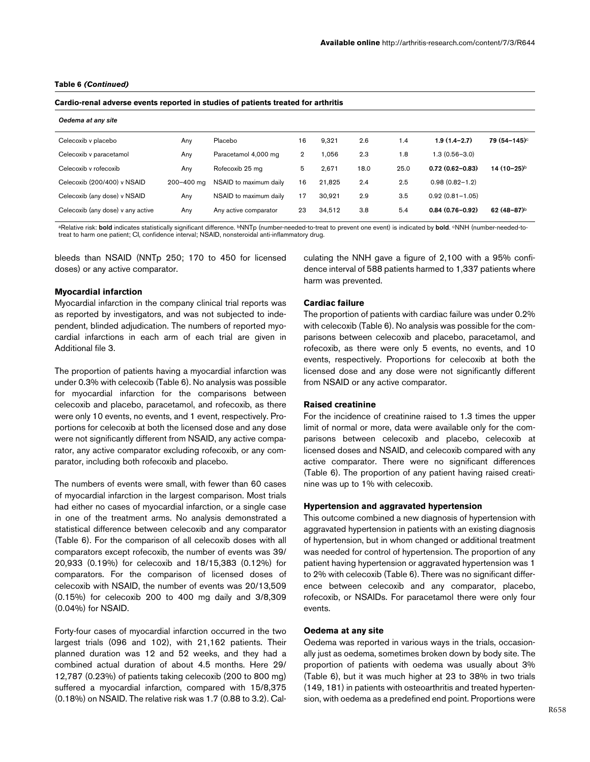**Table 6 *(Continued)***

**Cardio-renal adverse events reported in studies of patients treated for arthritis**

| | | | | | | | | |
|---|---|---|---|---|---|---|---|---|
| ***Oedema at any site*** | | | | | | | | |
| Celecoxib v placebo | Any | Placebo | 16 | 9,321 | 2.6 | 1.4 | **1.9 (1.4–2.7)** | **79 (54–145)**[c] |
| Celecoxib v paracetamol | Any | Paracetamol 4,000 mg | 2 | 1,056 | 2.3 | 1.8 | 1.3 (0.56–3.0) | |
| Celecoxib v rofecoxib | Any | Rofecoxib 25 mg | 5 | 2,671 | 18.0 | 25.0 | **0.72 (0.62–0.83)** | **14 (10–25)**[b] |
| Celecoxib (200/400) v NSAID | 200–400 mg | NSAID to maximum daily | 16 | 21,825 | 2.4 | 2.5 | 0.98 (0.82–1.2) | |
| Celecoxib (any dose) v NSAID | Any | NSAID to maximum daily | 17 | 30,921 | 2.9 | 3.5 | 0.92 (0.81–1.05) | |
| Celecoxib (any dose) v any active | Any | Any active comparator | 23 | 34,512 | 3.8 | 5.4 | **0.84 (0.76–0.92)** | **62 (48–87)**[b] |

[a]Relative risk: **bold** indicates statistically significant difference. [b]NNTp (number-needed-to-treat to prevent one event) is indicated by **bold**. [c]NNH (number-needed-to-treat to harm one patient; CI, confidence interval; NSAID, nonsteroidal anti-inflammatory drug.

bleeds than NSAID (NNTp 250; 170 to 450 for licensed doses) or any active comparator.

### Myocardial infarction

Myocardial infarction in the company clinical trial reports was as reported by investigators, and was not subjected to independent, blinded adjudication. The numbers of reported myocardial infarctions in each arm of each trial are given in Additional file 3.

The proportion of patients having a myocardial infarction was under 0.3% with celecoxib (Table 6). No analysis was possible for myocardial infarction for the comparisons between celecoxib and placebo, paracetamol, and rofecoxib, as there were only 10 events, no events, and 1 event, respectively. Proportions for celecoxib at both the licensed dose and any dose were not significantly different from NSAID, any active comparator, any active comparator excluding rofecoxib, or any comparator, including both rofecoxib and placebo.

The numbers of events were small, with fewer than 60 cases of myocardial infarction in the largest comparison. Most trials had either no cases of myocardial infarction, or a single case in one of the treatment arms. No analysis demonstrated a statistical difference between celecoxib and any comparator (Table 6). For the comparison of all celecoxib doses with all comparators except rofecoxib, the number of events was 39/20,933 (0.19%) for celecoxib and 18/15,383 (0.12%) for comparators. For the comparison of licensed doses of celecoxib with NSAID, the number of events was 20/13,509 (0.15%) for celecoxib 200 to 400 mg daily and 3/8,309 (0.04%) for NSAID.

Forty-four cases of myocardial infarction occurred in the two largest trials (096 and 102), with 21,162 patients. Their planned duration was 12 and 52 weeks, and they had a combined actual duration of about 4.5 months. Here 29/12,787 (0.23%) of patients taking celecoxib (200 to 800 mg) suffered a myocardial infarction, compared with 15/8,375 (0.18%) on NSAID. The relative risk was 1.7 (0.88 to 3.2). Calculating the NNH gave a figure of 2,100 with a 95% confidence interval of 588 patients harmed to 1,337 patients where harm was prevented.

### Cardiac failure

The proportion of patients with cardiac failure was under 0.2% with celecoxib (Table 6). No analysis was possible for the comparisons between celecoxib and placebo, paracetamol, and rofecoxib, as there were only 5 events, no events, and 10 events, respectively. Proportions for celecoxib at both the licensed dose and any dose were not significantly different from NSAID or any active comparator.

### Raised creatinine

For the incidence of creatinine raised to 1.3 times the upper limit of normal or more, data were available only for the comparisons between celecoxib and placebo, celecoxib at licensed doses and NSAID, and celecoxib compared with any active comparator. There were no significant differences (Table 6). The proportion of any patient having raised creatinine was up to 1% with celecoxib.

### Hypertension and aggravated hypertension

This outcome combined a new diagnosis of hypertension with aggravated hypertension in patients with an existing diagnosis of hypertension, but in whom changed or additional treatment was needed for control of hypertension. The proportion of any patient having hypertension or aggravated hypertension was 1 to 2% with celecoxib (Table 6). There was no significant difference between celecoxib and any comparator, placebo, rofecoxib, or NSAIDs. For paracetamol there were only four events.

### Oedema at any site

Oedema was reported in various ways in the trials, occasionally just as oedema, sometimes broken down by body site. The proportion of patients with oedema was usually about 3% (Table 6), but it was much higher at 23 to 38% in two trials (149, 181) in patients with osteoarthritis and treated hypertension, with oedema as a predefined end point. Proportions were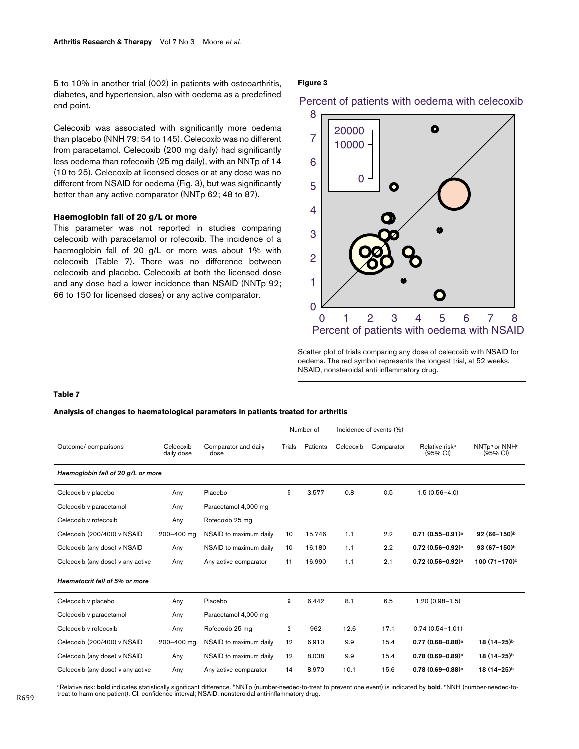5 to 10% in another trial (002) in patients with osteoarthritis, diabetes, and hypertension, also with oedema as a predefined end point.

Celecoxib was associated with significantly more oedema than placebo (NNH 79; 54 to 145). Celecoxib was no different from paracetamol. Celecoxib (200 mg daily) had significantly less oedema than rofecoxib (25 mg daily), with an NNTp of 14 (10 to 25). Celecoxib at licensed doses or at any dose was no different from NSAID for oedema (Fig. 3), but was significantly better than any active comparator (NNTp 62; 48 to 87).

### Haemoglobin fall of 20 g/L or more

This parameter was not reported in studies comparing celecoxib with paracetamol or rofecoxib. The incidence of a haemoglobin fall of 20 g/L or more was about 1% with celecoxib (Table 7). There was no difference between celecoxib and placebo. Celecoxib at both the licensed dose and any dose had a lower incidence than NSAID (NNTp 92; 66 to 150 for licensed doses) or any active comparator.

**Figure 3**

Scatter plot of trials comparing any dose of celecoxib with NSAID for oedema. The red symbol represents the longest trial, at 52 weeks. NSAID, nonsteroidal anti-inflammatory drug.

**Table 7**

**Analysis of changes to haematological parameters in patients treated for arthritis**

| Outcome/ comparisons | Celecoxib daily dose | Comparator and daily dose | Number of: Trials | Number of: Patients | Incidence of events (%): Celecoxib | Incidence of events (%): Comparator | Relative risk[a] (95% CI) | NNTp[b] or NNH[c] (95% CI) |
|---|---|---|---|---|---|---|---|---|
| ***Haemoglobin fall of 20 g/L or more*** | | | | | | | | |
| Celecoxib v placebo | Any | Placebo | 5 | 3,577 | 0.8 | 0.5 | 1.5 (0.56–4.0) | |
| Celecoxib v paracetamol | Any | Paracetamol 4,000 mg | | | | | | |
| Celecoxib v rofecoxib | Any | Rofecoxib 25 mg | | | | | | |
| Celecoxib (200/400) v NSAID | 200–400 mg | NSAID to maximum daily | 10 | 15,746 | 1.1 | 2.2 | **0.71 (0.55–0.91)**[a] | **92 (66–150)**[b] |
| Celecoxib (any dose) v NSAID | Any | NSAID to maximum daily | 10 | 16,180 | 1.1 | 2.2 | **0.72 (0.56–0.92)**[a] | **93 (67–150)**[b] |
| Celecoxib (any dose) v any active | Any | Any active comparator | 11 | 16,990 | 1.1 | 2.1 | **0.72 (0.56–0.92)**[a] | **100 (71–170)**[b] |
| ***Haematocrit fall of 5% or more*** | | | | | | | | |
| Celecoxib v placebo | Any | Placebo | 9 | 6,442 | 8.1 | 6.5 | 1.20 (0.98–1.5) | |
| Celecoxib v paracetamol | Any | Paracetamol 4,000 mg | | | | | | |
| Celecoxib v rofecoxib | Any | Rofecoxib 25 mg | 2 | 962 | 12.6 | 17.1 | 0.74 (0.54–1.01) | |
| Celecoxib (200/400) v NSAID | 200–400 mg | NSAID to maximum daily | 12 | 6,910 | 9.9 | 15.4 | **0.77 (0.68–0.88)**[a] | **18 (14–25)**[b] |
| Celecoxib (any dose) v NSAID | Any | NSAID to maximum daily | 12 | 8,038 | 9.9 | 15.4 | **0.78 (0.69–0.89)**[a] | **18 (14–25)**[b] |
| Celecoxib (any dose) v any active | Any | Any active comparator | 14 | 8,970 | 10.1 | 15.6 | **0.78 (0.69–0.88)**[a] | **18 (14–25)**[b] |

[a]Relative risk: **bold** indicates statistically significant difference. [b]NNTp (number-needed-to-treat to prevent one event) is indicated by **bold**. [c]NNH (number-needed-to-treat to harm one patient). CI, confidence interval; NSAID, nonsteroidal anti-inflammatory drug.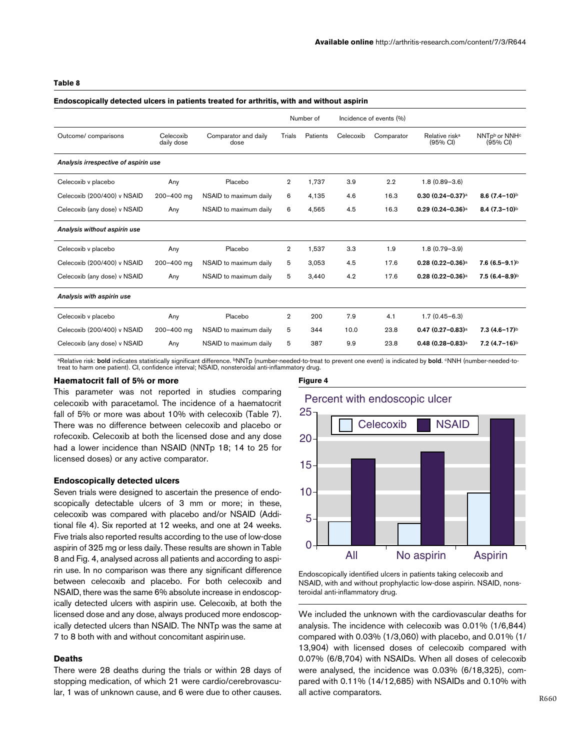**Table 8**

**Endoscopically detected ulcers in patients treated for arthritis, with and without aspirin**

| Outcome/ comparisons | Celecoxib daily dose | Comparator and daily dose | Number of | | Incidence of events (%) | | Relative risk[a] (95% CI) | NNTp[b] or NNH[c] (95% CI) |
|---|---|---|---|---|---|---|---|---|
| | | | Trials | Patients | Celecoxib | Comparator | | |
| *Analysis irrespective of aspirin use* | | | | | | | | |
| Celecoxib v placebo | Any | Placebo | 2 | 1,737 | 3.9 | 2.2 | 1.8 (0.89–3.6) | |
| Celecoxib (200/400) v NSAID | 200–400 mg | NSAID to maximum daily | 6 | 4,135 | 4.6 | 16.3 | **0.30 (0.24–0.37)**[a] | **8.6 (7.4–10)**[b] |
| Celecoxib (any dose) v NSAID | Any | NSAID to maximum daily | 6 | 4,565 | 4.5 | 16.3 | **0.29 (0.24–0.36)**[a] | **8.4 (7.3–10)**[b] |
| *Analysis without aspirin use* | | | | | | | | |
| Celecoxib v placebo | Any | Placebo | 2 | 1,537 | 3.3 | 1.9 | 1.8 (0.79–3.9) | |
| Celecoxib (200/400) v NSAID | 200–400 mg | NSAID to maximum daily | 5 | 3,053 | 4.5 | 17.6 | **0.28 (0.22–0.36)**[a] | **7.6 (6.5–9.1)**[b] |
| Celecoxib (any dose) v NSAID | Any | NSAID to maximum daily | 5 | 3,440 | 4.2 | 17.6 | **0.28 (0.22–0.36)**[a] | **7.5 (6.4–8.9)**[b] |
| *Analysis with aspirin use* | | | | | | | | |
| Celecoxib v placebo | Any | Placebo | 2 | 200 | 7.9 | 4.1 | 1.7 (0.45–6.3) | |
| Celecoxib (200/400) v NSAID | 200–400 mg | NSAID to maximum daily | 5 | 344 | 10.0 | 23.8 | **0.47 (0.27–0.83)**[a] | **7.3 (4.6–17)**[b] |
| Celecoxib (any dose) v NSAID | Any | NSAID to maximum daily | 5 | 387 | 9.9 | 23.8 | **0.48 (0.28–0.83)**[a] | **7.2 (4.7–16)**[b] |

[a]Relative risk: **bold** indicates statistically significant difference. [b]NNTp (number-needed-to-treat to prevent one event) is indicated by **bold**. [c]NNH (number-needed-to-treat to harm one patient). CI, confidence interval; NSAID, nonsteroidal anti-inflammatory drug.

### Haematocrit fall of 5% or more

This parameter was not reported in studies comparing celecoxib with paracetamol. The incidence of a haematocrit fall of 5% or more was about 10% with celecoxib (Table 7). There was no difference between celecoxib and placebo or rofecoxib. Celecoxib at both the licensed dose and any dose had a lower incidence than NSAID (NNTp 18; 14 to 25 for licensed doses) or any active comparator.

### Endoscopically detected ulcers

Seven trials were designed to ascertain the presence of endoscopically detectable ulcers of 3 mm or more; in these, celecoxib was compared with placebo and/or NSAID (Additional file 4). Six reported at 12 weeks, and one at 24 weeks. Five trials also reported results according to the use of low-dose aspirin of 325 mg or less daily. These results are shown in Table 8 and Fig. 4, analysed across all patients and according to aspirin use. In no comparison was there any significant difference between celecoxib and placebo. For both celecoxib and NSAID, there was the same 6% absolute increase in endoscopically detected ulcers with aspirin use. Celecoxib, at both the licensed dose and any dose, always produced more endoscopically detected ulcers than NSAID. The NNTp was the same at 7 to 8 both with and without concomitant aspirin use.

### Deaths

There were 28 deaths during the trials or within 28 days of stopping medication, of which 21 were cardio/cerebrovascular, 1 was of unknown cause, and 6 were due to other causes.

**Figure 4**

Endoscopically identified ulcers in patients taking celecoxib and NSAID, with and without prophylactic low-dose aspirin. NSAID, nonsteroidal anti-inflammatory drug.

We included the unknown with the cardiovascular deaths for analysis. The incidence with celecoxib was 0.01% (1/6,844) compared with 0.03% (1/3,060) with placebo, and 0.01% (1/13,904) with licensed doses of celecoxib compared with 0.07% (6/8,704) with NSAIDs. When all doses of celecoxib were analysed, the incidence was 0.03% (6/18,325), compared with 0.11% (14/12,685) with NSAIDs and 0.10% with all active comparators.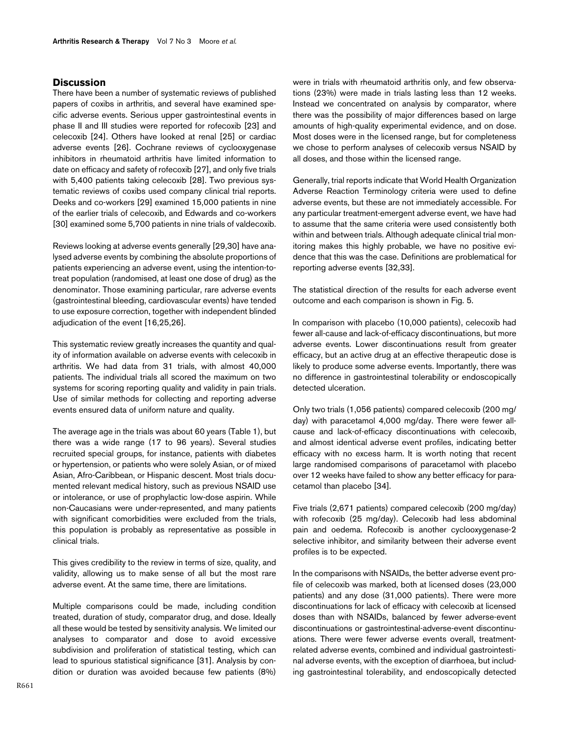## Discussion

There have been a number of systematic reviews of published papers of coxibs in arthritis, and several have examined specific adverse events. Serious upper gastrointestinal events in phase II and III studies were reported for rofecoxib [23] and celecoxib [24]. Others have looked at renal [25] or cardiac adverse events [26]. Cochrane reviews of cyclooxygenase inhibitors in rheumatoid arthritis have limited information to date on efficacy and safety of rofecoxib [27], and only five trials with 5,400 patients taking celecoxib [28]. Two previous systematic reviews of coxibs used company clinical trial reports. Deeks and co-workers [29] examined 15,000 patients in nine of the earlier trials of celecoxib, and Edwards and co-workers [30] examined some 5,700 patients in nine trials of valdecoxib.

Reviews looking at adverse events generally [29,30] have analysed adverse events by combining the absolute proportions of patients experiencing an adverse event, using the intention-to-treat population (randomised, at least one dose of drug) as the denominator. Those examining particular, rare adverse events (gastrointestinal bleeding, cardiovascular events) have tended to use exposure correction, together with independent blinded adjudication of the event [16,25,26].

This systematic review greatly increases the quantity and quality of information available on adverse events with celecoxib in arthritis. We had data from 31 trials, with almost 40,000 patients. The individual trials all scored the maximum on two systems for scoring reporting quality and validity in pain trials. Use of similar methods for collecting and reporting adverse events ensured data of uniform nature and quality.

The average age in the trials was about 60 years (Table 1), but there was a wide range (17 to 96 years). Several studies recruited special groups, for instance, patients with diabetes or hypertension, or patients who were solely Asian, or of mixed Asian, Afro-Caribbean, or Hispanic descent. Most trials documented relevant medical history, such as previous NSAID use or intolerance, or use of prophylactic low-dose aspirin. While non-Caucasians were under-represented, and many patients with significant comorbidities were excluded from the trials, this population is probably as representative as possible in clinical trials.

This gives credibility to the review in terms of size, quality, and validity, allowing us to make sense of all but the most rare adverse event. At the same time, there are limitations.

Multiple comparisons could be made, including condition treated, duration of study, comparator drug, and dose. Ideally all these would be tested by sensitivity analysis. We limited our analyses to comparator and dose to avoid excessive subdivision and proliferation of statistical testing, which can lead to spurious statistical significance [31]. Analysis by condition or duration was avoided because few patients (8%) were in trials with rheumatoid arthritis only, and few observations (23%) were made in trials lasting less than 12 weeks. Instead we concentrated on analysis by comparator, where there was the possibility of major differences based on large amounts of high-quality experimental evidence, and on dose. Most doses were in the licensed range, but for completeness we chose to perform analyses of celecoxib versus NSAID by all doses, and those within the licensed range.

Generally, trial reports indicate that World Health Organization Adverse Reaction Terminology criteria were used to define adverse events, but these are not immediately accessible. For any particular treatment-emergent adverse event, we have had to assume that the same criteria were used consistently both within and between trials. Although adequate clinical trial monitoring makes this highly probable, we have no positive evidence that this was the case. Definitions are problematical for reporting adverse events [32,33].

The statistical direction of the results for each adverse event outcome and each comparison is shown in Fig. 5.

In comparison with placebo (10,000 patients), celecoxib had fewer all-cause and lack-of-efficacy discontinuations, but more adverse events. Lower discontinuations result from greater efficacy, but an active drug at an effective therapeutic dose is likely to produce some adverse events. Importantly, there was no difference in gastrointestinal tolerability or endoscopically detected ulceration.

Only two trials (1,056 patients) compared celecoxib (200 mg/day) with paracetamol 4,000 mg/day. There were fewer all-cause and lack-of-efficacy discontinuations with celecoxib, and almost identical adverse event profiles, indicating better efficacy with no excess harm. It is worth noting that recent large randomised comparisons of paracetamol with placebo over 12 weeks have failed to show any better efficacy for paracetamol than placebo [34].

Five trials (2,671 patients) compared celecoxib (200 mg/day) with rofecoxib (25 mg/day). Celecoxib had less abdominal pain and oedema. Rofecoxib is another cyclooxygenase-2 selective inhibitor, and similarity between their adverse event profiles is to be expected.

In the comparisons with NSAIDs, the better adverse event profile of celecoxib was marked, both at licensed doses (23,000 patients) and any dose (31,000 patients). There were more discontinuations for lack of efficacy with celecoxib at licensed doses than with NSAIDs, balanced by fewer adverse-event discontinuations or gastrointestinal-adverse-event discontinuations. There were fewer adverse events overall, treatment-related adverse events, combined and individual gastrointestinal adverse events, with the exception of diarrhoea, but including gastrointestinal tolerability, and endoscopically detected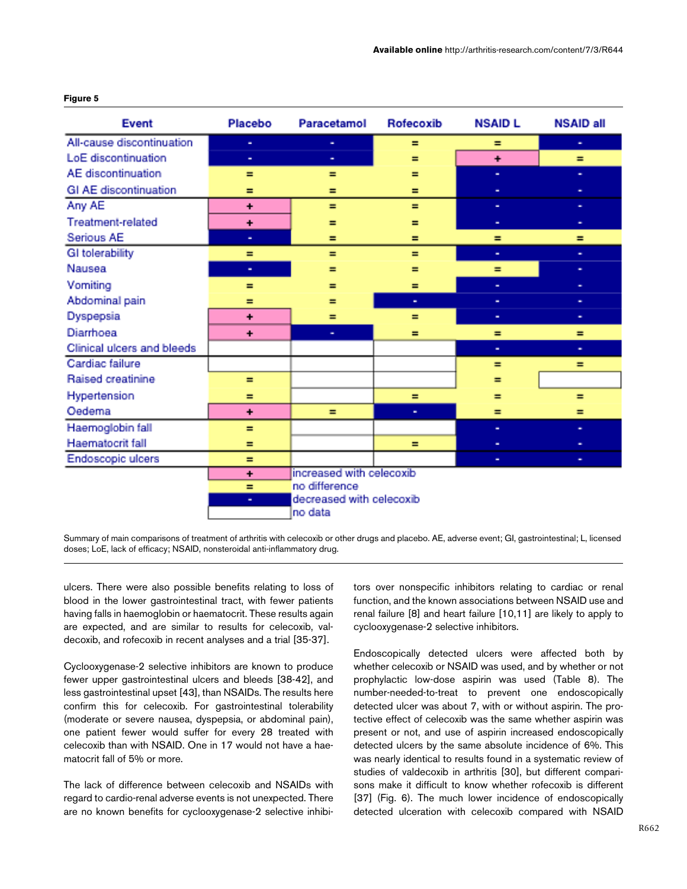**Figure 5**

| Event | Placebo | Paracetamol | Rofecoxib | NSAID L | NSAID all |
|---|---|---|---|---|---|
| All-cause discontinuation | - | - | = | = | - |
| LoE discontinuation | - | - | = | + | = |
| AE discontinuation | = | = | = | - | - |
| GI AE discontinuation | = | = | = | - | - |
| Any AE | + | = | = | - | - |
| Treatment-related | + | = | = | - | - |
| Serious AE | - | = | = | = | = |
| GI tolerability | = | = | = | - | - |
| Nausea | - | = | = | = | - |
| Vomiting | = | = | = | - | - |
| Abdominal pain | = | = | - | - | - |
| Dyspepsia | + | = | = | - | - |
| Diarrhoea | + | - | = | = | = |
| Clinical ulcers and bleeds | | | | - | - |
| Cardiac failure | | | | = | = |
| Raised creatinine | = | | | = | |
| Hypertension | = | | = | = | = |
| Oedema | + | = | - | = | = |
| Haemoglobin fall | = | | | - | - |
| Haematocrit fall | = | | = | - | - |
| Endoscopic ulcers | = | | | - | - |

+ increased with celecoxib
= no difference
- decreased with celecoxib
(blank) no data

Summary of main comparisons of treatment of arthritis with celecoxib or other drugs and placebo. AE, adverse event; GI, gastrointestinal; L, licensed doses; LoE, lack of efficacy; NSAID, nonsteroidal anti-inflammatory drug.

ulcers. There were also possible benefits relating to loss of blood in the lower gastrointestinal tract, with fewer patients having falls in haemoglobin or haematocrit. These results again are expected, and are similar to results for celecoxib, valdecoxib, and rofecoxib in recent analyses and a trial [35-37].

Cyclooxygenase-2 selective inhibitors are known to produce fewer upper gastrointestinal ulcers and bleeds [38-42], and less gastrointestinal upset [43], than NSAIDs. The results here confirm this for celecoxib. For gastrointestinal tolerability (moderate or severe nausea, dyspepsia, or abdominal pain), one patient fewer would suffer for every 28 treated with celecoxib than with NSAID. One in 17 would not have a haematocrit fall of 5% or more.

The lack of difference between celecoxib and NSAIDs with regard to cardio-renal adverse events is not unexpected. There are no known benefits for cyclooxygenase-2 selective inhibitors over nonspecific inhibitors relating to cardiac or renal function, and the known associations between NSAID use and renal failure [8] and heart failure [10,11] are likely to apply to cyclooxygenase-2 selective inhibitors.

Endoscopically detected ulcers were affected both by whether celecoxib or NSAID was used, and by whether or not prophylactic low-dose aspirin was used (Table 8). The number-needed-to-treat to prevent one endoscopically detected ulcer was about 7, with or without aspirin. The protective effect of celecoxib was the same whether aspirin was present or not, and use of aspirin increased endoscopically detected ulcers by the same absolute incidence of 6%. This was nearly identical to results found in a systematic review of studies of valdecoxib in arthritis [30], but different comparisons make it difficult to know whether rofecoxib is different [37] (Fig. 6). The much lower incidence of endoscopically detected ulceration with celecoxib compared with NSAID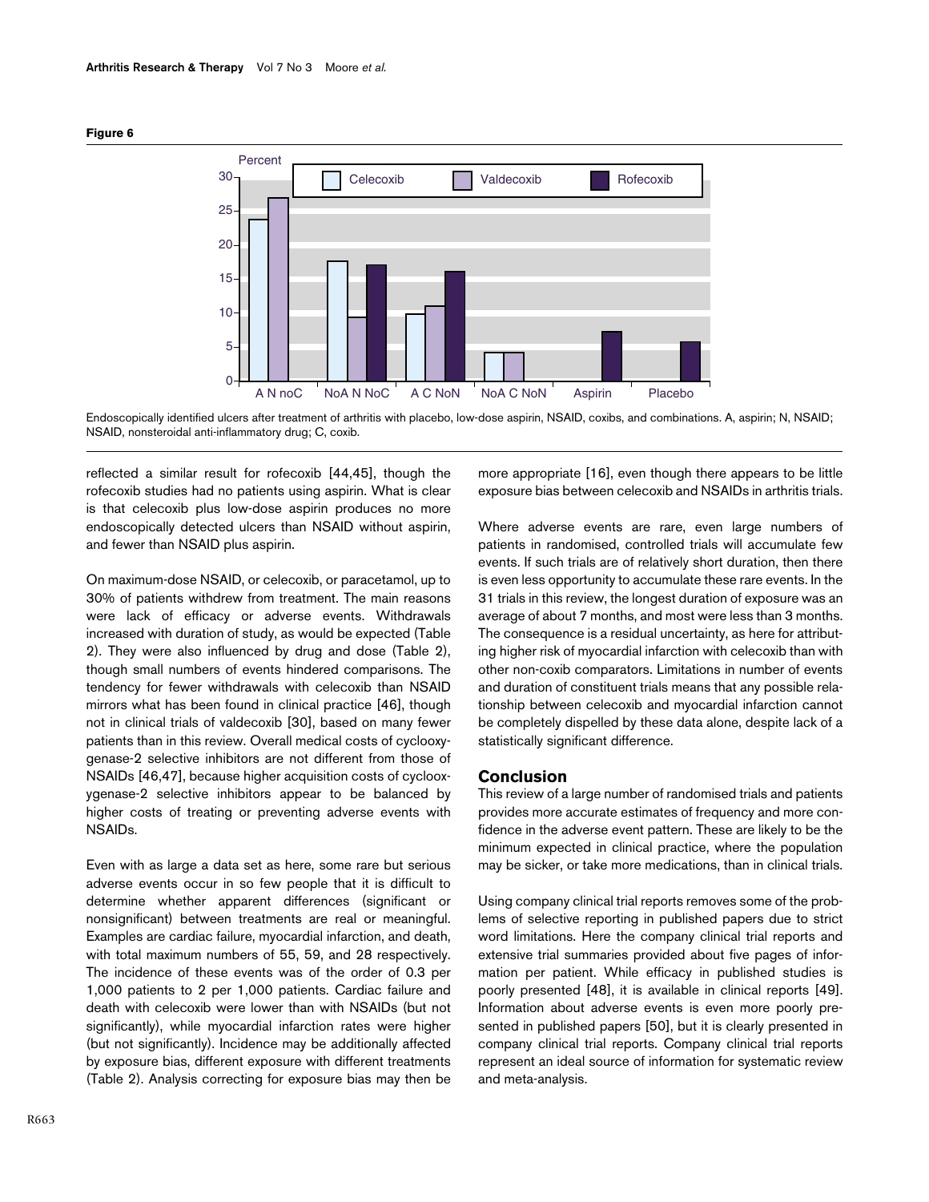**Figure 6**

Endoscopically identified ulcers after treatment of arthritis with placebo, low-dose aspirin, NSAID, coxibs, and combinations. A, aspirin; N, NSAID; NSAID, nonsteroidal anti-inflammatory drug; C, coxib.

reflected a similar result for rofecoxib [44,45], though the rofecoxib studies had no patients using aspirin. What is clear is that celecoxib plus low-dose aspirin produces no more endoscopically detected ulcers than NSAID without aspirin, and fewer than NSAID plus aspirin.

On maximum-dose NSAID, or celecoxib, or paracetamol, up to 30% of patients withdrew from treatment. The main reasons were lack of efficacy or adverse events. Withdrawals increased with duration of study, as would be expected (Table 2). They were also influenced by drug and dose (Table 2), though small numbers of events hindered comparisons. The tendency for fewer withdrawals with celecoxib than NSAID mirrors what has been found in clinical practice [46], though not in clinical trials of valdecoxib [30], based on many fewer patients than in this review. Overall medical costs of cyclooxygenase-2 selective inhibitors are not different from those of NSAIDs [46,47], because higher acquisition costs of cyclooxygenase-2 selective inhibitors appear to be balanced by higher costs of treating or preventing adverse events with NSAIDs.

Even with as large a data set as here, some rare but serious adverse events occur in so few people that it is difficult to determine whether apparent differences (significant or nonsignificant) between treatments are real or meaningful. Examples are cardiac failure, myocardial infarction, and death, with total maximum numbers of 55, 59, and 28 respectively. The incidence of these events was of the order of 0.3 per 1,000 patients to 2 per 1,000 patients. Cardiac failure and death with celecoxib were lower than with NSAIDs (but not significantly), while myocardial infarction rates were higher (but not significantly). Incidence may be additionally affected by exposure bias, different exposure with different treatments (Table 2). Analysis correcting for exposure bias may then be more appropriate [16], even though there appears to be little exposure bias between celecoxib and NSAIDs in arthritis trials.

Where adverse events are rare, even large numbers of patients in randomised, controlled trials will accumulate few events. If such trials are of relatively short duration, then there is even less opportunity to accumulate these rare events. In the 31 trials in this review, the longest duration of exposure was an average of about 7 months, and most were less than 3 months. The consequence is a residual uncertainty, as here for attributing higher risk of myocardial infarction with celecoxib than with other non-coxib comparators. Limitations in number of events and duration of constituent trials means that any possible relationship between celecoxib and myocardial infarction cannot be completely dispelled by these data alone, despite lack of a statistically significant difference.

## Conclusion

This review of a large number of randomised trials and patients provides more accurate estimates of frequency and more confidence in the adverse event pattern. These are likely to be the minimum expected in clinical practice, where the population may be sicker, or take more medications, than in clinical trials.

Using company clinical trial reports removes some of the problems of selective reporting in published papers due to strict word limitations. Here the company clinical trial reports and extensive trial summaries provided about five pages of information per patient. While efficacy in published studies is poorly presented [48], it is available in clinical reports [49]. Information about adverse events is even more poorly presented in published papers [50], but it is clearly presented in company clinical trial reports. Company clinical trial reports represent an ideal source of information for systematic review and meta-analysis.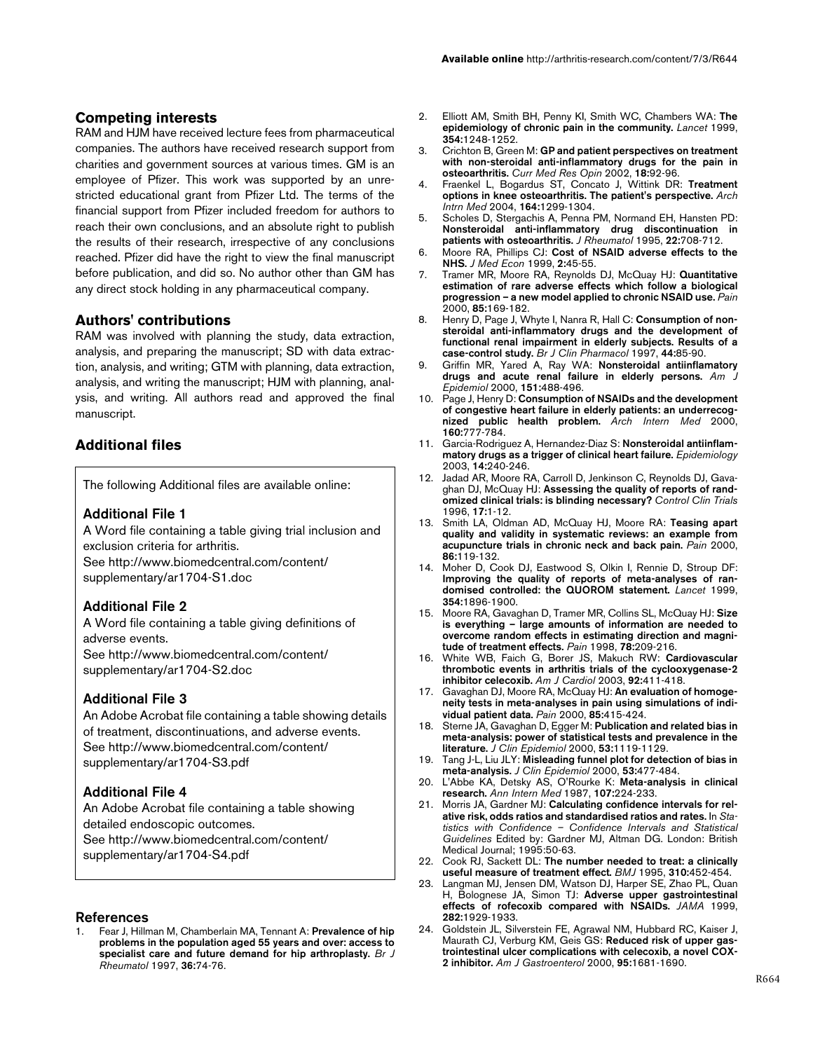## Competing interests

RAM and HJM have received lecture fees from pharmaceutical companies. The authors have received research support from charities and government sources at various times. GM is an employee of Pfizer. This work was supported by an unrestricted educational grant from Pfizer Ltd. The terms of the financial support from Pfizer included freedom for authors to reach their own conclusions, and an absolute right to publish the results of their research, irrespective of any conclusions reached. Pfizer did have the right to view the final manuscript before publication, and did so. No author other than GM has any direct stock holding in any pharmaceutical company.

## Authors' contributions

RAM was involved with planning the study, data extraction, analysis, and preparing the manuscript; SD with data extraction, analysis, and writing; GTM with planning, data extraction, analysis, and writing the manuscript; HJM with planning, analysis, and writing. All authors read and approved the final manuscript.

## Additional files

The following Additional files are available online:

### Additional File 1

A Word file containing a table giving trial inclusion and exclusion criteria for arthritis.
See http://www.biomedcentral.com/content/supplementary/ar1704-S1.doc

### Additional File 2

A Word file containing a table giving definitions of adverse events.
See http://www.biomedcentral.com/content/supplementary/ar1704-S2.doc

### Additional File 3

An Adobe Acrobat file containing a table showing details of treatment, discontinuations, and adverse events.
See http://www.biomedcentral.com/content/supplementary/ar1704-S3.pdf

### Additional File 4

An Adobe Acrobat file containing a table showing detailed endoscopic outcomes.
See http://www.biomedcentral.com/content/supplementary/ar1704-S4.pdf

## References

1. Fear J, Hillman M, Chamberlain MA, Tennant A: **Prevalence of hip problems in the population aged 55 years and over: access to specialist care and future demand for hip arthroplasty.** *Br J Rheumatol* 1997, **36:**74-76.
2. Elliott AM, Smith BH, Penny KI, Smith WC, Chambers WA: **The epidemiology of chronic pain in the community.** *Lancet* 1999, **354:**1248-1252.
3. Crichton B, Green M: **GP and patient perspectives on treatment with non-steroidal anti-inflammatory drugs for the pain in osteoarthritis.** *Curr Med Res Opin* 2002, **18:**92-96.
4. Fraenkel L, Bogardus ST, Concato J, Wittink DR: **Treatment options in knee osteoarthritis. The patient's perspective.** *Arch Intrn Med* 2004, **164:**1299-1304.
5. Scholes D, Stergachis A, Penna PM, Normand EH, Hansten PD: **Nonsteroidal anti-inflammatory drug discontinuation in patients with osteoarthritis.** *J Rheumatol* 1995, **22:**708-712.
6. Moore RA, Phillips CJ: **Cost of NSAID adverse effects to the NHS.** *J Med Econ* 1999, **2:**45-55.
7. Tramer MR, Moore RA, Reynolds DJ, McQuay HJ: **Quantitative estimation of rare adverse effects which follow a biological progression – a new model applied to chronic NSAID use.** *Pain* 2000, **85:**169-182.
8. Henry D, Page J, Whyte I, Nanra R, Hall C: **Consumption of non-steroidal anti-inflammatory drugs and the development of functional renal impairment in elderly subjects. Results of a case-control study.** *Br J Clin Pharmacol* 1997, **44:**85-90.
9. Griffin MR, Yared A, Ray WA: **Nonsteroidal antiinflamatory drugs and acute renal failure in elderly persons.** *Am J Epidemiol* 2000, **151:**488-496.
10. Page J, Henry D: **Consumption of NSAIDs and the development of congestive heart failure in elderly patients: an underrecognized public health problem.** *Arch Intern Med* 2000, **160:**777-784.
11. Garcia-Rodriguez A, Hernandez-Diaz S: **Nonsteroidal antiinflammatory drugs as a trigger of clinical heart failure.** *Epidemiology* 2003, **14:**240-246.
12. Jadad AR, Moore RA, Carroll D, Jenkinson C, Reynolds DJ, Gavaghan DJ, McQuay HJ: **Assessing the quality of reports of randomized clinical trials: is blinding necessary?** *Control Clin Trials* 1996, **17:**1-12.
13. Smith LA, Oldman AD, McQuay HJ, Moore RA: **Teasing apart quality and validity in systematic reviews: an example from acupuncture trials in chronic neck and back pain.** *Pain* 2000, **86:**119-132.
14. Moher D, Cook DJ, Eastwood S, Olkin I, Rennie D, Stroup DF: **Improving the quality of reports of meta-analyses of randomised controlled: the QUOROM statement.** *Lancet* 1999, **354:**1896-1900.
15. Moore RA, Gavaghan D, Tramer MR, Collins SL, McQuay HJ: **Size is everything – large amounts of information are needed to overcome random effects in estimating direction and magnitude of treatment effects.** *Pain* 1998, **78:**209-216.
16. White WB, Faich G, Borer JS, Makuch RW: **Cardiovascular thrombotic events in arthritis trials of the cyclooxygenase-2 inhibitor celecoxib.** *Am J Cardiol* 2003, **92:**411-418.
17. Gavaghan DJ, Moore RA, McQuay HJ: **An evaluation of homogeneity tests in meta-analyses in pain using simulations of individual patient data.** *Pain* 2000, **85:**415-424.
18. Sterne JA, Gavaghan D, Egger M: **Publication and related bias in meta-analysis: power of statistical tests and prevalence in the literature.** *J Clin Epidemiol* 2000, **53:**1119-1129.
19. Tang J-L, Liu JLY: **Misleading funnel plot for detection of bias in meta-analysis.** *J Clin Epidemiol* 2000, **53:**477-484.
20. L'Abbe KA, Detsky AS, O'Rourke K: **Meta-analysis in clinical research.** *Ann Intern Med* 1987, **107:**224-233.
21. Morris JA, Gardner MJ: **Calculating confidence intervals for relative risk, odds ratios and standardised ratios and rates.** In *Statistics with Confidence – Confidence Intervals and Statistical Guidelines* Edited by: Gardner MJ, Altman DG. London: British Medical Journal; 1995:50-63.
22. Cook RJ, Sackett DL: **The number needed to treat: a clinically useful measure of treatment effect.** *BMJ* 1995, **310:**452-454.
23. Langman MJ, Jensen DM, Watson DJ, Harper SE, Zhao PL, Quan H, Bolognese JA, Simon TJ: **Adverse upper gastrointestinal effects of rofecoxib compared with NSAIDs.** *JAMA* 1999, **282:**1929-1933.
24. Goldstein JL, Silverstein FE, Agrawal NM, Hubbard RC, Kaiser J, Maurath CJ, Verburg KM, Geis GS: **Reduced risk of upper gastrointestinal ulcer complications with celecoxib, a novel COX-2 inhibitor.** *Am J Gastroenterol* 2000, **95:**1681-1690.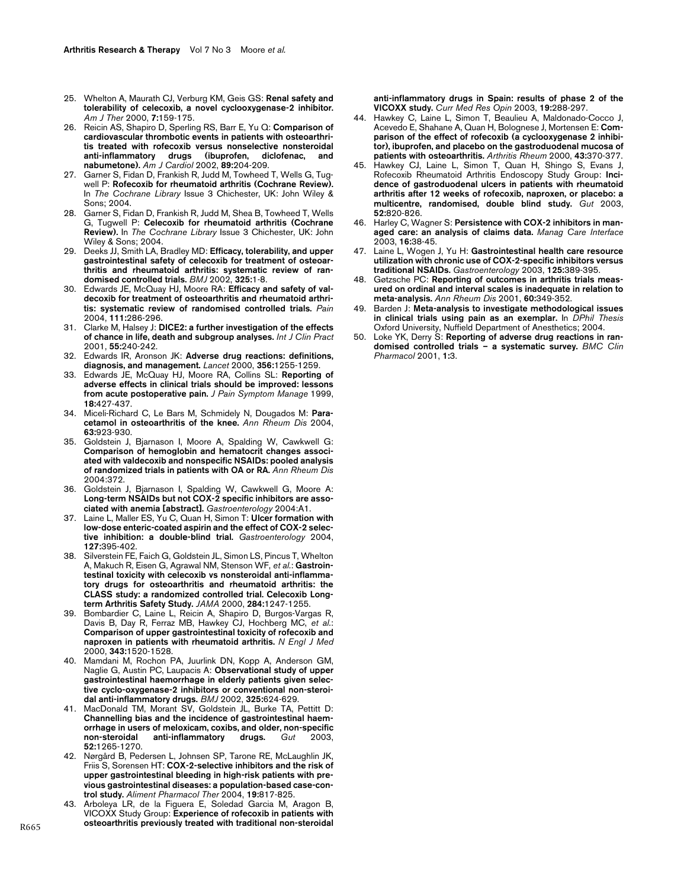25. Whelton A, Maurath CJ, Verburg KM, Geis GS: **Renal safety and tolerability of celecoxib, a novel cyclooxygenase-2 inhibitor.** *Am J Ther* 2000, **7:**159-175.
26. Reicin AS, Shapiro D, Sperling RS, Barr E, Yu Q: **Comparison of cardiovascular thrombotic events in patients with osteoarthritis treated with rofecoxib versus nonselective nonsteroidal anti-inflammatory drugs (ibuprofen, diclofenac, and nabumetone).** *Am J Cardiol* 2002, **89:**204-209.
27. Garner S, Fidan D, Frankish R, Judd M, Towheed T, Wells G, Tugwell P: **Rofecoxib for rheumatoid arthritis (Cochrane Review).** In *The Cochrane Library* Issue 3 Chichester, UK: John Wiley & Sons; 2004.
28. Garner S, Fidan D, Frankish R, Judd M, Shea B, Towheed T, Wells G, Tugwell P: **Celecoxib for rheumatoid arthritis (Cochrane Review).** In *The Cochrane Library* Issue 3 Chichester, UK: John Wiley & Sons; 2004.
29. Deeks JJ, Smith LA, Bradley MD: **Efficacy, tolerability, and upper gastrointestinal safety of celecoxib for treatment of osteoarthritis and rheumatoid arthritis: systematic review of randomised controlled trials.** *BMJ* 2002, **325:**1-8.
30. Edwards JE, McQuay HJ, Moore RA: **Efficacy and safety of valdecoxib for treatment of osteoarthritis and rheumatoid arthritis: systematic review of randomised controlled trials.** *Pain* 2004, **111:**286-296.
31. Clarke M, Halsey J: **DICE2: a further investigation of the effects of chance in life, death and subgroup analyses.** *Int J Clin Pract* 2001, **55:**240-242.
32. Edwards IR, Aronson JK: **Adverse drug reactions: definitions, diagnosis, and management.** *Lancet* 2000, **356:**1255-1259.
33. Edwards JE, McQuay HJ, Moore RA, Collins SL: **Reporting of adverse effects in clinical trials should be improved: lessons from acute postoperative pain.** *J Pain Symptom Manage* 1999, **18:**427-437.
34. Miceli-Richard C, Le Bars M, Schmidely N, Dougados M: **Paracetamol in osteoarthritis of the knee.** *Ann Rheum Dis* 2004, **63:**923-930.
35. Goldstein J, Bjarnason I, Moore A, Spalding W, Cawkwell G: **Comparison of hemoglobin and hematocrit changes associated with valdecoxib and nonspecific NSAIDs: pooled analysis of randomized trials in patients with OA or RA.** *Ann Rheum Dis* 2004:372.
36. Goldstein J, Bjarnason I, Spalding W, Cawkwell G, Moore A: **Long-term NSAIDs but not COX-2 specific inhibitors are associated with anemia [abstract].** *Gastroenterology* 2004:A1.
37. Laine L, Maller ES, Yu C, Quan H, Simon T: **Ulcer formation with low-dose enteric-coated aspirin and the effect of COX-2 selective inhibition: a double-blind trial.** *Gastroenterology* 2004, **127:**395-402.
38. Silverstein FE, Faich G, Goldstein JL, Simon LS, Pincus T, Whelton A, Makuch R, Eisen G, Agrawal NM, Stenson WF, *et al.*: **Gastrointestinal toxicity with celecoxib vs nonsteroidal anti-inflammatory drugs for osteoarthritis and rheumatoid arthritis: the CLASS study: a randomized controlled trial. Celecoxib Long-term Arthritis Safety Study.** *JAMA* 2000, **284:**1247-1255.
39. Bombardier C, Laine L, Reicin A, Shapiro D, Burgos-Vargas R, Davis B, Day R, Ferraz MB, Hawkey CJ, Hochberg MC, *et al.*: **Comparison of upper gastrointestinal toxicity of rofecoxib and naproxen in patients with rheumatoid arthritis.** *N Engl J Med* 2000, **343:**1520-1528.
40. Mamdani M, Rochon PA, Juurlink DN, Kopp A, Anderson GM, Naglie G, Austin PC, Laupacis A: **Observational study of upper gastrointestinal haemorrhage in elderly patients given selective cyclo-oxygenase-2 inhibitors or conventional non-steroidal anti-inflammatory drugs.** *BMJ* 2002, **325:**624-629.
41. MacDonald TM, Morant SV, Goldstein JL, Burke TA, Pettitt D: **Channelling bias and the incidence of gastrointestinal haemorrhage in users of meloxicam, coxibs, and older, non-specific non-steroidal anti-inflammatory drugs.** *Gut* 2003, **52:**1265-1270.
42. Nørgård B, Pedersen L, Johnsen SP, Tarone RE, McLaughlin JK, Friis S, Sorensen HT: **COX-2-selective inhibitors and the risk of upper gastrointestinal bleeding in high-risk patients with previous gastrointestinal diseases: a population-based case-control study.** *Aliment Pharmacol Ther* 2004, **19:**817-825.
43. Arboleya LR, de la Figuera E, Soledad Garcia M, Aragon B, VICOXX Study Group: **Experience of rofecoxib in patients with osteoarthritis previously treated with traditional non-steroidal anti-inflammatory drugs in Spain: results of phase 2 of the VICOXX study.** *Curr Med Res Opin* 2003, **19:**288-297.
44. Hawkey C, Laine L, Simon T, Beaulieu A, Maldonado-Cocco J, Acevedo E, Shahane A, Quan H, Bolognese J, Mortensen E: **Comparison of the effect of rofecoxib (a cyclooxygenase 2 inhibitor), ibuprofen, and placebo on the gastroduodenal mucosa of patients with osteoarthritis.** *Arthritis Rheum* 2000, **43:**370-377.
45. Hawkey CJ, Laine L, Simon T, Quan H, Shingo S, Evans J, Rofecoxib Rheumatoid Arthritis Endoscopy Study Group: **Incidence of gastroduodenal ulcers in patients with rheumatoid arthritis after 12 weeks of rofecoxib, naproxen, or placebo: a multicentre, randomised, double blind study.** *Gut* 2003, **52:**820-826.
46. Harley C, Wagner S: **Persistence with COX-2 inhibitors in managed care: an analysis of claims data.** *Manag Care Interface* 2003, **16:**38-45.
47. Laine L, Wogen J, Yu H: **Gastrointestinal health care resource utilization with chronic use of COX-2-specific inhibitors versus traditional NSAIDs.** *Gastroenterology* 2003, **125:**389-395.
48. Gøtzsche PC: **Reporting of outcomes in arthritis trials measured on ordinal and interval scales is inadequate in relation to meta-analysis.** *Ann Rheum Dis* 2001, **60:**349-352.
49. Barden J: **Meta-analysis to investigate methodological issues in clinical trials using pain as an exemplar.** In *DPhil Thesis* Oxford University, Nuffield Department of Anesthetics; 2004.
50. Loke YK, Derry S: **Reporting of adverse drug reactions in randomised controlled trials – a systematic survey.** *BMC Clin Pharmacol* 2001, **1:**3.